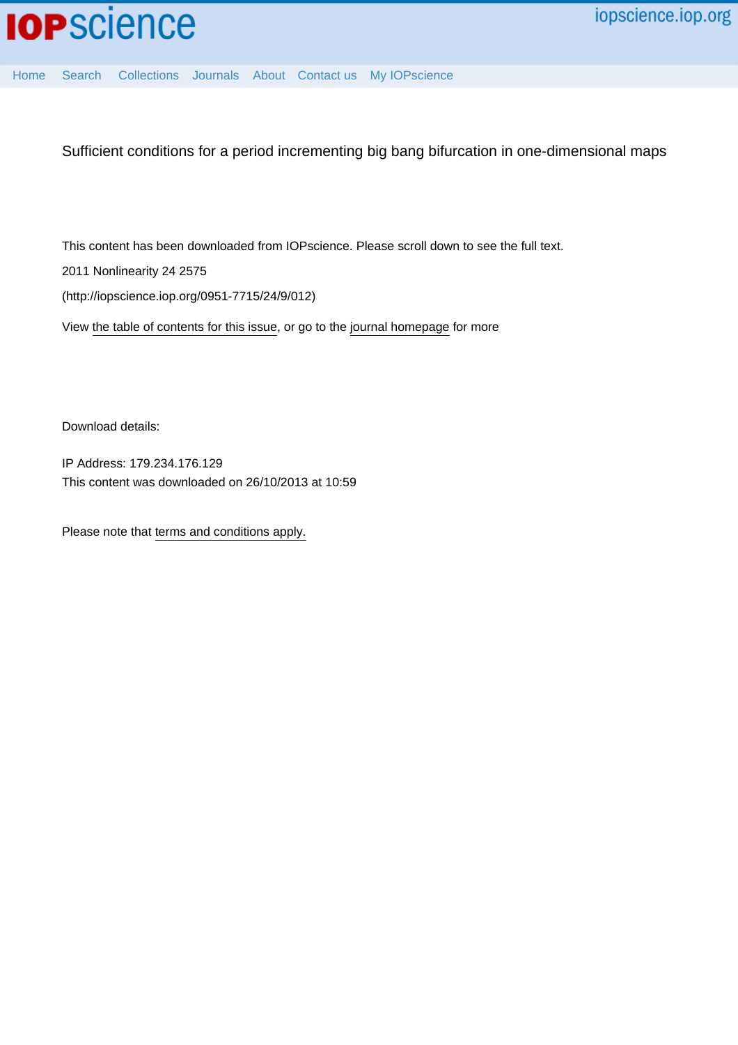# Sufficient conditions for a period incrementing big bang bifurcation in one-dimensional maps

This content has been downloaded from IOPscience. Please scroll down to see the full text.

2011 Nonlinearity 24 2575

(http://iopscience.iop.org/0951-7715/24/9/012)

View the table of contents for this issue, or go to the journal homepage for more

Download details:

IP Address: 179.234.176.129

This content was downloaded on 26/10/2013 at 10:59

Please note that terms and conditions apply.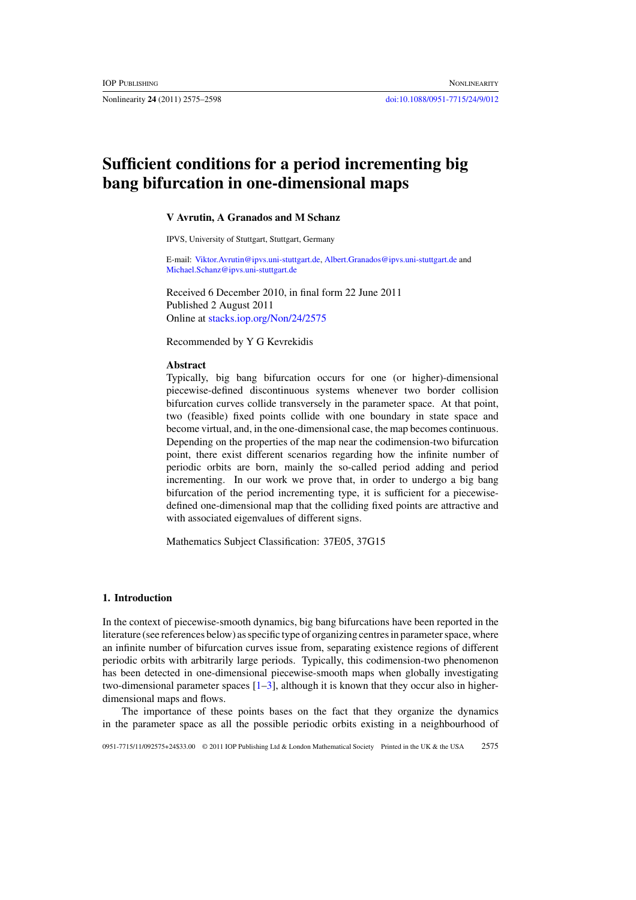# Sufficient conditions for a period incrementing big bang bifurcation in one-dimensional maps

**V Avrutin, A Granados and M Schanz**

IPVS, University of Stuttgart, Stuttgart, Germany

E-mail: Viktor.Avrutin@ipvs.uni-stuttgart.de, Albert.Granados@ipvs.uni-stuttgart.de and Michael.Schanz@ipvs.uni-stuttgart.de

Received 6 December 2010, in final form 22 June 2011
Published 2 August 2011
Online at stacks.iop.org/Non/24/2575

Recommended by Y G Kevrekidis

### Abstract

Typically, big bang bifurcation occurs for one (or higher)-dimensional piecewise-defined discontinuous systems whenever two border collision bifurcation curves collide transversely in the parameter space. At that point, two (feasible) fixed points collide with one boundary in state space and become virtual, and, in the one-dimensional case, the map becomes continuous. Depending on the properties of the map near the codimension-two bifurcation point, there exist different scenarios regarding how the infinite number of periodic orbits are born, mainly the so-called period adding and period incrementing. In our work we prove that, in order to undergo a big bang bifurcation of the period incrementing type, it is sufficient for a piecewise-defined one-dimensional map that the colliding fixed points are attractive and with associated eigenvalues of different signs.

Mathematics Subject Classification: 37E05, 37G15

## 1. Introduction

In the context of piecewise-smooth dynamics, big bang bifurcations have been reported in the literature (see references below) as specific type of organizing centres in parameter space, where an infinite number of bifurcation curves issue from, separating existence regions of different periodic orbits with arbitrarily large periods. Typically, this codimension-two phenomenon has been detected in one-dimensional piecewise-smooth maps when globally investigating two-dimensional parameter spaces [1–3], although it is known that they occur also in higher-dimensional maps and flows.

The importance of these points bases on the fact that they organize the dynamics in the parameter space as all the possible periodic orbits existing in a neighbourhood of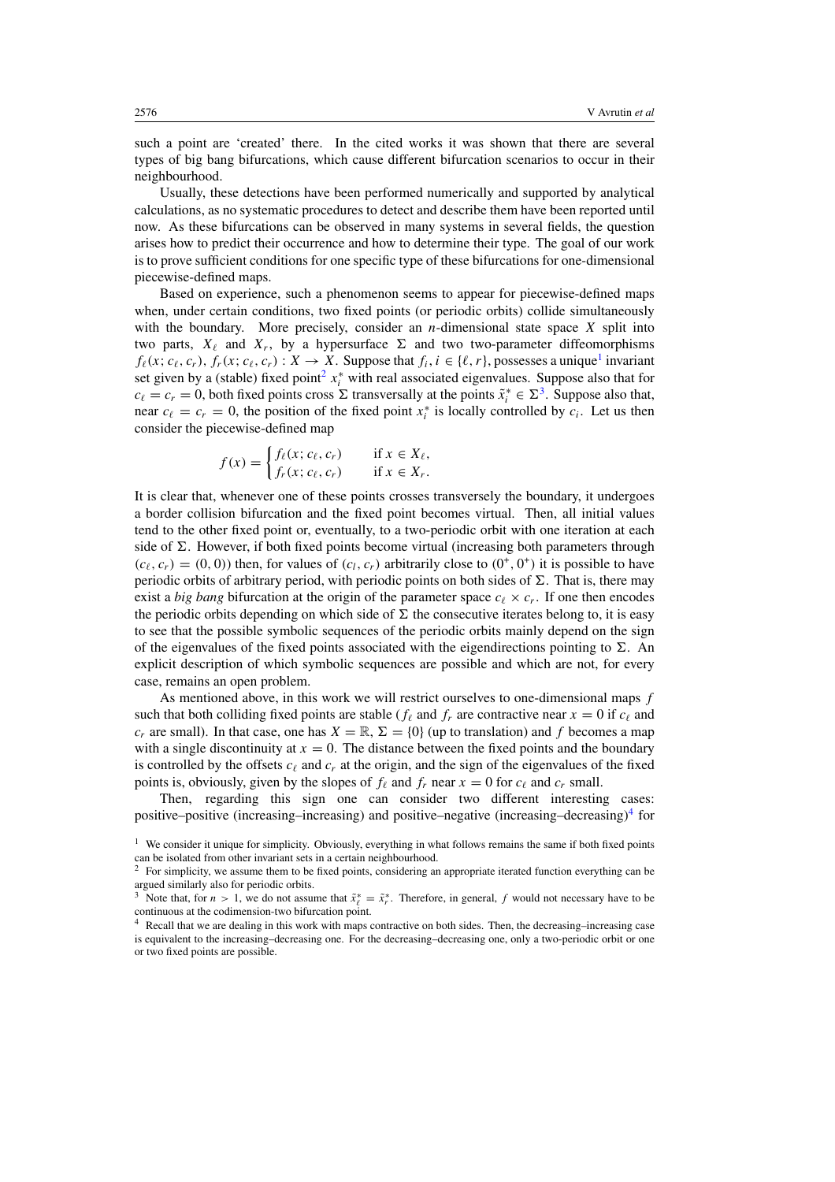such a point are 'created' there. In the cited works it was shown that there are several types of big bang bifurcations, which cause different bifurcation scenarios to occur in their neighbourhood.

Usually, these detections have been performed numerically and supported by analytical calculations, as no systematic procedures to detect and describe them have been reported until now. As these bifurcations can be observed in many systems in several fields, the question arises how to predict their occurrence and how to determine their type. The goal of our work is to prove sufficient conditions for one specific type of these bifurcations for one-dimensional piecewise-defined maps.

Based on experience, such a phenomenon seems to appear for piecewise-defined maps when, under certain conditions, two fixed points (or periodic orbits) collide simultaneously with the boundary. More precisely, consider an $n$-dimensional state space $X$ split into two parts, $X_\ell$ and $X_r$, by a hypersurface $\Sigma$ and two two-parameter diffeomorphisms $f_\ell(x; c_\ell, c_r)$, $f_r(x; c_\ell, c_r) : X \to X$. Suppose that $f_i, i \in \{\ell, r\}$, possesses a unique[1] invariant set given by a (stable) fixed point[2] $x_i^*$ with real associated eigenvalues. Suppose also that for $c_\ell = c_r = 0$, both fixed points cross $\Sigma$ transversally at the points $\tilde{x}_i^* \in \Sigma$[3]. Suppose also that, near $c_\ell = c_r = 0$, the position of the fixed point $x_i^*$ is locally controlled by $c_i$. Let us then consider the piecewise-defined map

$$f(x) = \begin{cases} f_\ell(x; c_\ell, c_r) & \text{if } x \in X_\ell, \\ f_r(x; c_\ell, c_r) & \text{if } x \in X_r. \end{cases}$$

It is clear that, whenever one of these points crosses transversely the boundary, it undergoes a border collision bifurcation and the fixed point becomes virtual. Then, all initial values tend to the other fixed point or, eventually, to a two-periodic orbit with one iteration at each side of $\Sigma$. However, if both fixed points become virtual (increasing both parameters through $(c_\ell, c_r) = (0, 0)$) then, for values of $(c_l, c_r)$ arbitrarily close to $(0^+, 0^+)$ it is possible to have periodic orbits of arbitrary period, with periodic points on both sides of $\Sigma$. That is, there may exist a *big bang* bifurcation at the origin of the parameter space $c_\ell \times c_r$. If one then encodes the periodic orbits depending on which side of $\Sigma$ the consecutive iterates belong to, it is easy to see that the possible symbolic sequences of the periodic orbits mainly depend on the sign of the eigenvalues of the fixed points associated with the eigendirections pointing to $\Sigma$. An explicit description of which symbolic sequences are possible and which are not, for every case, remains an open problem.

As mentioned above, in this work we will restrict ourselves to one-dimensional maps $f$ such that both colliding fixed points are stable ($f_\ell$ and $f_r$ are contractive near $x = 0$ if $c_\ell$ and $c_r$ are small). In that case, one has $X = \mathbb{R}$, $\Sigma = \{0\}$ (up to translation) and $f$ becomes a map with a single discontinuity at $x = 0$. The distance between the fixed points and the boundary is controlled by the offsets $c_\ell$ and $c_r$ at the origin, and the sign of the eigenvalues of the fixed points is, obviously, given by the slopes of $f_\ell$ and $f_r$ near $x = 0$ for $c_\ell$ and $c_r$ small.

Then, regarding this sign one can consider two different interesting cases: positive–positive (increasing–increasing) and positive–negative (increasing–decreasing)[4] for

[1] We consider it unique for simplicity. Obviously, everything in what follows remains the same if both fixed points can be isolated from other invariant sets in a certain neighbourhood.

[2] For simplicity, we assume them to be fixed points, considering an appropriate iterated function everything can be argued similarly also for periodic orbits.

[3] Note that, for $n > 1$, we do not assume that $\tilde{x}_\ell^* = \tilde{x}_r^*$. Therefore, in general, $f$ would not necessary have to be continuous at the codimension-two bifurcation point.

[4] Recall that we are dealing in this work with maps contractive on both sides. Then, the decreasing–increasing case is equivalent to the increasing–decreasing one. For the decreasing–decreasing one, only a two-periodic orbit or one or two fixed points are possible.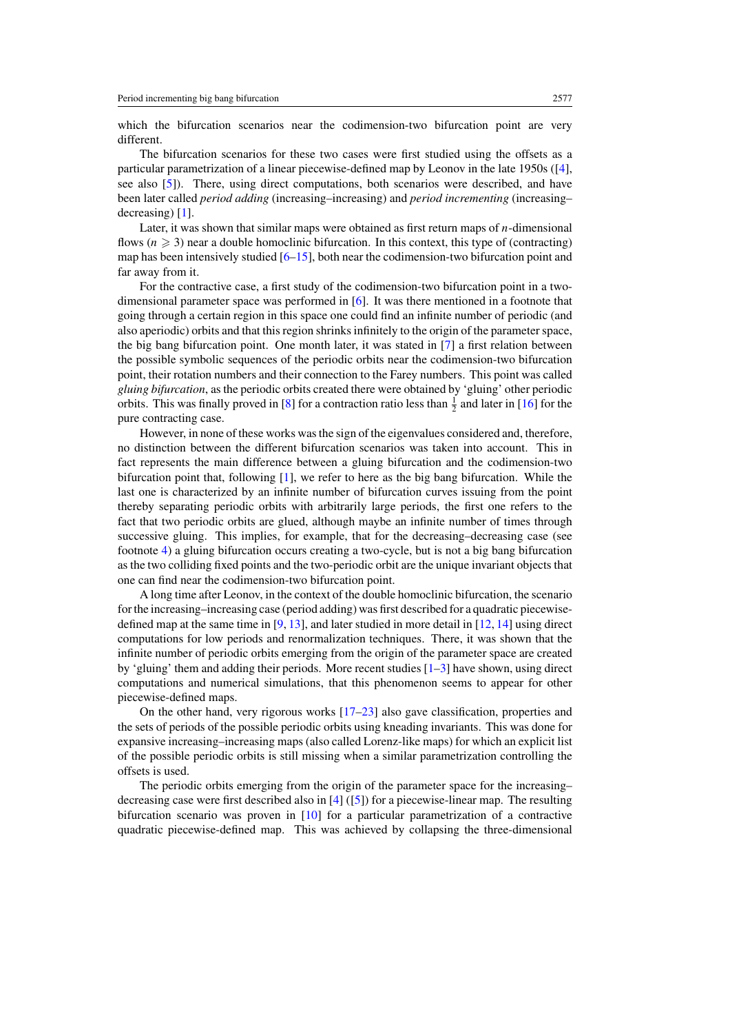which the bifurcation scenarios near the codimension-two bifurcation point are very different.

The bifurcation scenarios for these two cases were first studied using the offsets as a particular parametrization of a linear piecewise-defined map by Leonov in the late 1950s ([4], see also [5]). There, using direct computations, both scenarios were described, and have been later called *period adding* (increasing–increasing) and *period incrementing* (increasing–decreasing) [1].

Later, it was shown that similar maps were obtained as first return maps of $n$-dimensional flows ($n \geqslant 3$) near a double homoclinic bifurcation. In this context, this type of (contracting) map has been intensively studied [6–15], both near the codimension-two bifurcation point and far away from it.

For the contractive case, a first study of the codimension-two bifurcation point in a two-dimensional parameter space was performed in [6]. It was there mentioned in a footnote that going through a certain region in this space one could find an infinite number of periodic (and also aperiodic) orbits and that this region shrinks infinitely to the origin of the parameter space, the big bang bifurcation point. One month later, it was stated in [7] a first relation between the possible symbolic sequences of the periodic orbits near the codimension-two bifurcation point, their rotation numbers and their connection to the Farey numbers. This point was called *gluing bifurcation*, as the periodic orbits created there were obtained by 'gluing' other periodic orbits. This was finally proved in [8] for a contraction ratio less than $\frac{1}{2}$ and later in [16] for the pure contracting case.

However, in none of these works was the sign of the eigenvalues considered and, therefore, no distinction between the different bifurcation scenarios was taken into account. This in fact represents the main difference between a gluing bifurcation and the codimension-two bifurcation point that, following [1], we refer to here as the big bang bifurcation. While the last one is characterized by an infinite number of bifurcation curves issuing from the point thereby separating periodic orbits with arbitrarily large periods, the first one refers to the fact that two periodic orbits are glued, although maybe an infinite number of times through successive gluing. This implies, for example, that for the decreasing–decreasing case (see footnote 4) a gluing bifurcation occurs creating a two-cycle, but is not a big bang bifurcation as the two colliding fixed points and the two-periodic orbit are the unique invariant objects that one can find near the codimension-two bifurcation point.

A long time after Leonov, in the context of the double homoclinic bifurcation, the scenario for the increasing–increasing case (period adding) was first described for a quadratic piecewise-defined map at the same time in [9, 13], and later studied in more detail in [12, 14] using direct computations for low periods and renormalization techniques. There, it was shown that the infinite number of periodic orbits emerging from the origin of the parameter space are created by 'gluing' them and adding their periods. More recent studies [1–3] have shown, using direct computations and numerical simulations, that this phenomenon seems to appear for other piecewise-defined maps.

On the other hand, very rigorous works [17–23] also gave classification, properties and the sets of periods of the possible periodic orbits using kneading invariants. This was done for expansive increasing–increasing maps (also called Lorenz-like maps) for which an explicit list of the possible periodic orbits is still missing when a similar parametrization controlling the offsets is used.

The periodic orbits emerging from the origin of the parameter space for the increasing–decreasing case were first described also in [4] ([5]) for a piecewise-linear map. The resulting bifurcation scenario was proven in [10] for a particular parametrization of a contractive quadratic piecewise-defined map. This was achieved by collapsing the three-dimensional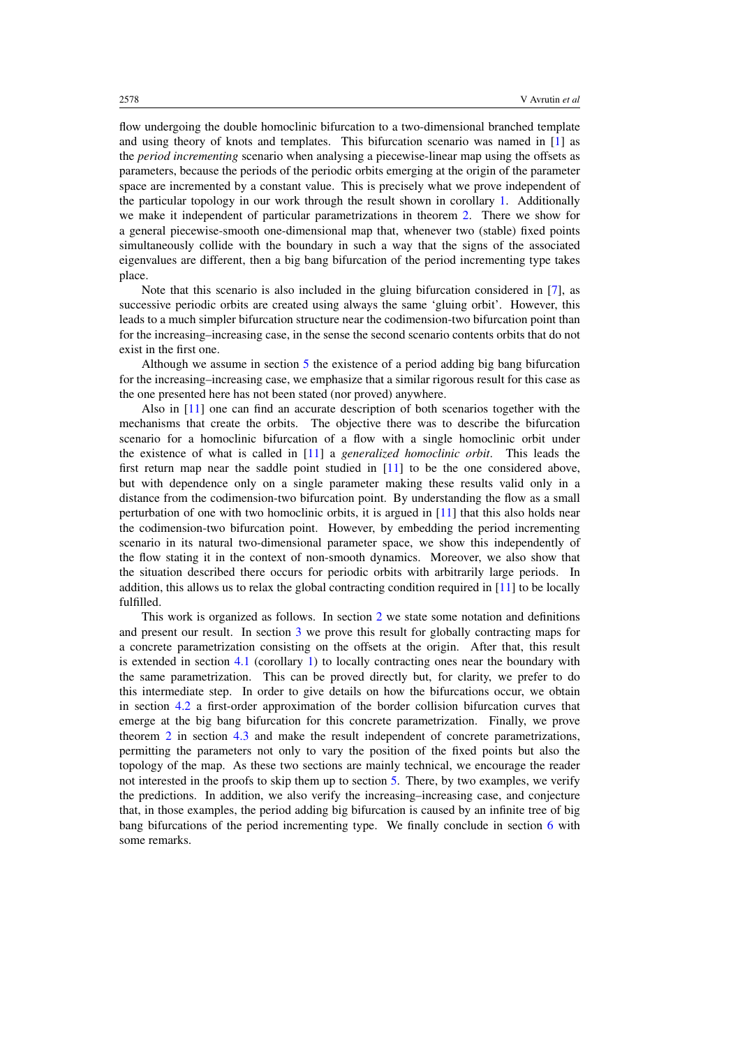flow undergoing the double homoclinic bifurcation to a two-dimensional branched template and using theory of knots and templates. This bifurcation scenario was named in [1] as the *period incrementing* scenario when analysing a piecewise-linear map using the offsets as parameters, because the periods of the periodic orbits emerging at the origin of the parameter space are incremented by a constant value. This is precisely what we prove independent of the particular topology in our work through the result shown in corollary 1. Additionally we make it independent of particular parametrizations in theorem 2. There we show for a general piecewise-smooth one-dimensional map that, whenever two (stable) fixed points simultaneously collide with the boundary in such a way that the signs of the associated eigenvalues are different, then a big bang bifurcation of the period incrementing type takes place.

Note that this scenario is also included in the gluing bifurcation considered in [7], as successive periodic orbits are created using always the same 'gluing orbit'. However, this leads to a much simpler bifurcation structure near the codimension-two bifurcation point than for the increasing–increasing case, in the sense the second scenario contents orbits that do not exist in the first one.

Although we assume in section 5 the existence of a period adding big bang bifurcation for the increasing–increasing case, we emphasize that a similar rigorous result for this case as the one presented here has not been stated (nor proved) anywhere.

Also in [11] one can find an accurate description of both scenarios together with the mechanisms that create the orbits. The objective there was to describe the bifurcation scenario for a homoclinic bifurcation of a flow with a single homoclinic orbit under the existence of what is called in [11] a *generalized homoclinic orbit*. This leads the first return map near the saddle point studied in [11] to be the one considered above, but with dependence only on a single parameter making these results valid only in a distance from the codimension-two bifurcation point. By understanding the flow as a small perturbation of one with two homoclinic orbits, it is argued in [11] that this also holds near the codimension-two bifurcation point. However, by embedding the period incrementing scenario in its natural two-dimensional parameter space, we show this independently of the flow stating it in the context of non-smooth dynamics. Moreover, we also show that the situation described there occurs for periodic orbits with arbitrarily large periods. In addition, this allows us to relax the global contracting condition required in [11] to be locally fulfilled.

This work is organized as follows. In section 2 we state some notation and definitions and present our result. In section 3 we prove this result for globally contracting maps for a concrete parametrization consisting on the offsets at the origin. After that, this result is extended in section 4.1 (corollary 1) to locally contracting ones near the boundary with the same parametrization. This can be proved directly but, for clarity, we prefer to do this intermediate step. In order to give details on how the bifurcations occur, we obtain in section 4.2 a first-order approximation of the border collision bifurcation curves that emerge at the big bang bifurcation for this concrete parametrization. Finally, we prove theorem 2 in section 4.3 and make the result independent of concrete parametrizations, permitting the parameters not only to vary the position of the fixed points but also the topology of the map. As these two sections are mainly technical, we encourage the reader not interested in the proofs to skip them up to section 5. There, by two examples, we verify the predictions. In addition, we also verify the increasing–increasing case, and conjecture that, in those examples, the period adding big bifurcation is caused by an infinite tree of big bang bifurcations of the period incrementing type. We finally conclude in section 6 with some remarks.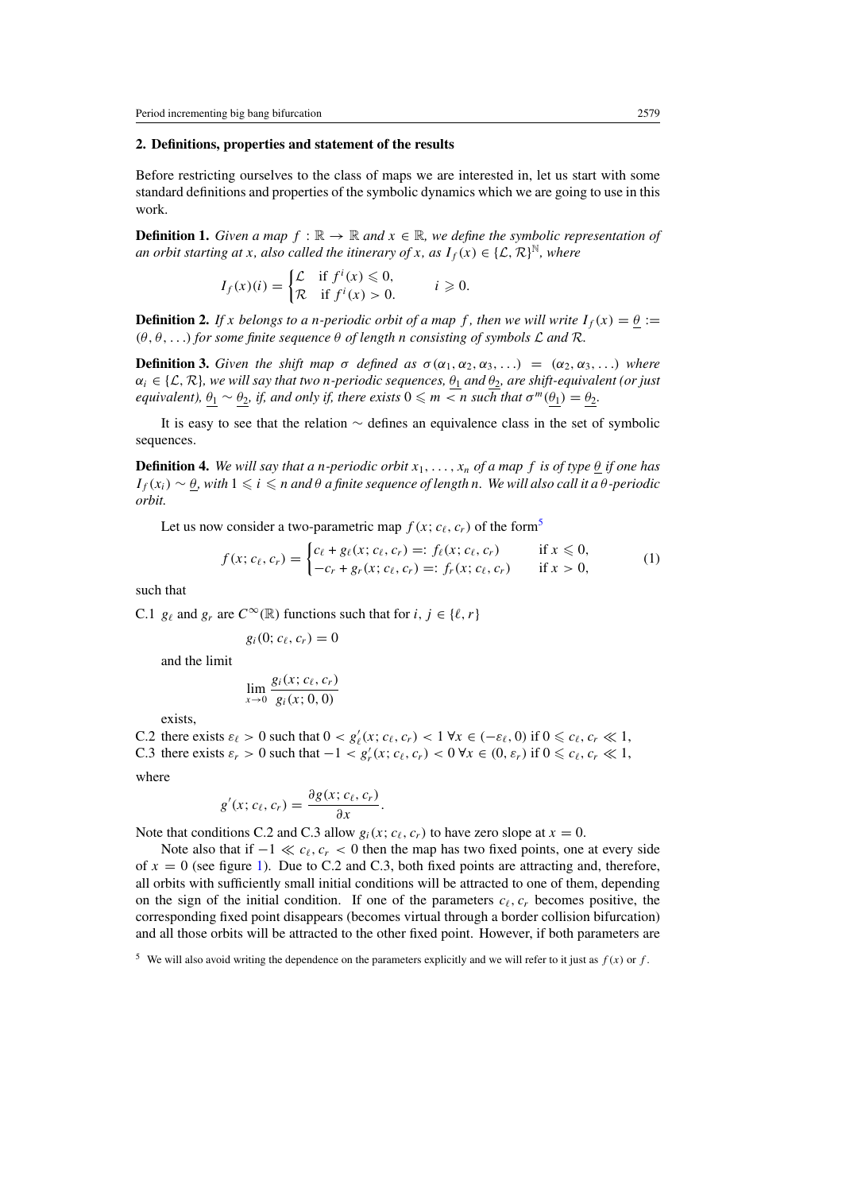## 2. Definitions, properties and statement of the results

Before restricting ourselves to the class of maps we are interested in, let us start with some standard definitions and properties of the symbolic dynamics which we are going to use in this work.

**Definition 1.** *Given a map $f : \mathbb{R} \to \mathbb{R}$ and $x \in \mathbb{R}$, we define the symbolic representation of an orbit starting at $x$, also called the itinerary of $x$, as $I_f(x) \in \{\mathcal{L}, \mathcal{R}\}^{\mathbb{N}}$, where*

$$I_f(x)(i) = \begin{cases} \mathcal{L} & \text{if } f^i(x) \leqslant 0, \\ \mathcal{R} & \text{if } f^i(x) > 0. \end{cases} \qquad i \geqslant 0.$$

**Definition 2.** *If $x$ belongs to a $n$-periodic orbit of a map $f$, then we will write $I_f(x) = \underline{\theta} := (\theta, \theta, \ldots)$ for some finite sequence $\theta$ of length $n$ consisting of symbols $\mathcal{L}$ and $\mathcal{R}$.*

**Definition 3.** *Given the shift map $\sigma$ defined as $\sigma(\alpha_1, \alpha_2, \alpha_3, \ldots) = (\alpha_2, \alpha_3, \ldots)$ where $\alpha_i \in \{\mathcal{L}, \mathcal{R}\}$, we will say that two $n$-periodic sequences, $\underline{\theta_1}$ and $\underline{\theta_2}$, are shift-equivalent (or just equivalent), $\underline{\theta_1} \sim \underline{\theta_2}$, if, and only if, there exists $0 \leqslant m < n$ such that $\sigma^m(\underline{\theta_1}) = \underline{\theta_2}$.*

It is easy to see that the relation $\sim$ defines an equivalence class in the set of symbolic sequences.

**Definition 4.** *We will say that a $n$-periodic orbit $x_1, \ldots, x_n$ of a map $f$ is of type $\underline{\theta}$ if one has $I_f(x_i) \sim \underline{\theta}$, with $1 \leqslant i \leqslant n$ and $\theta$ a finite sequence of length $n$. We will also call it a $\theta$-periodic orbit.*

Let us now consider a two-parametric map $f(x; c_\ell, c_r)$ of the form[5]

$$f(x; c_\ell, c_r) = \begin{cases} c_\ell + g_\ell(x; c_\ell, c_r) =: f_\ell(x; c_\ell, c_r) & \text{if } x \leqslant 0, \\ -c_r + g_r(x; c_\ell, c_r) =: f_r(x; c_\ell, c_r) & \text{if } x > 0, \end{cases} \tag{1}$$

such that

C.1 $g_\ell$ and $g_r$ are $C^\infty(\mathbb{R})$ functions such that for $i, j \in \{\ell, r\}$

$$g_i(0; c_\ell, c_r) = 0$$

and the limit

$$\lim_{x \to 0} \frac{g_i(x; c_\ell, c_r)}{g_i(x; 0, 0)}$$

exists,

C.2 there exists $\varepsilon_\ell > 0$ such that $0 < g_\ell'(x; c_\ell, c_r) < 1 \; \forall x \in (-\varepsilon_\ell, 0)$ if $0 \leqslant c_\ell, c_r \ll 1$,

C.3 there exists $\varepsilon_r > 0$ such that $-1 < g_r'(x; c_\ell, c_r) < 0 \; \forall x \in (0, \varepsilon_r)$ if $0 \leqslant c_\ell, c_r \ll 1$,

where

$$g'(x; c_\ell, c_r) = \frac{\partial g(x; c_\ell, c_r)}{\partial x}.$$

Note that conditions C.2 and C.3 allow $g_i(x; c_\ell, c_r)$ to have zero slope at $x = 0$.

Note also that if $-1 \ll c_\ell, c_r < 0$ then the map has two fixed points, one at every side of $x = 0$ (see figure 1). Due to C.2 and C.3, both fixed points are attracting and, therefore, all orbits with sufficiently small initial conditions will be attracted to one of them, depending on the sign of the initial condition. If one of the parameters $c_\ell, c_r$ becomes positive, the corresponding fixed point disappears (becomes virtual through a border collision bifurcation) and all those orbits will be attracted to the other fixed point. However, if both parameters are

[5] We will also avoid writing the dependence on the parameters explicitly and we will refer to it just as $f(x)$ or $f$.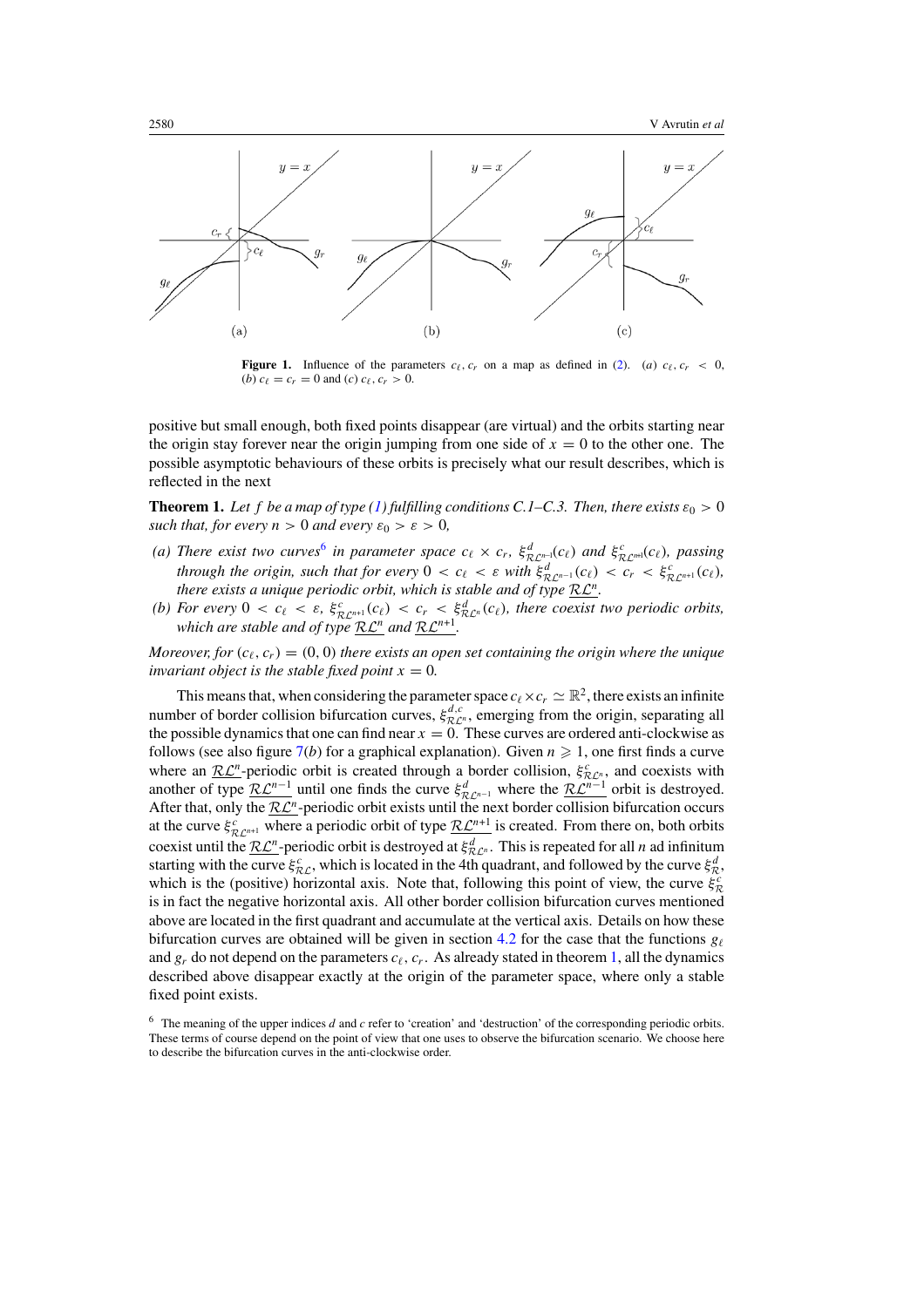**Figure 1.** Influence of the parameters $c_\ell, c_r$ on a map as defined in (2). (*a*) $c_\ell, c_r < 0$, (*b*) $c_\ell = c_r = 0$ and (*c*) $c_\ell, c_r > 0$.

positive but small enough, both fixed points disappear (are virtual) and the orbits starting near the origin stay forever near the origin jumping from one side of $x = 0$ to the other one. The possible asymptotic behaviours of these orbits is precisely what our result describes, which is reflected in the next

**Theorem 1.** *Let $f$ be a map of type (1) fulfilling conditions C.1–C.3. Then, there exists $\varepsilon_0 > 0$ such that, for every $n > 0$ and every $\varepsilon_0 > \varepsilon > 0$,*

*(a) There exist two curves[6] in parameter space $c_\ell \times c_r$, $\xi^d_{\mathcal{RL}^{n-1}}(c_\ell)$ and $\xi^c_{\mathcal{RL}^{n+1}}(c_\ell)$, passing through the origin, such that for every $0 < c_\ell < \varepsilon$ with $\xi^d_{\mathcal{RL}^{n-1}}(c_\ell) < c_r < \xi^c_{\mathcal{RL}^{n+1}}(c_\ell)$, there exists a unique periodic orbit, which is stable and of type $\underline{\mathcal{RL}^n}$.*

*(b) For every $0 < c_\ell < \varepsilon$, $\xi^c_{\mathcal{RL}^{n+1}}(c_\ell) < c_r < \xi^d_{\mathcal{RL}^n}(c_\ell)$, there coexist two periodic orbits, which are stable and of type $\underline{\mathcal{RL}^n}$ and $\underline{\mathcal{RL}^{n+1}}$.*

*Moreover, for $(c_\ell, c_r) = (0, 0)$ there exists an open set containing the origin where the unique invariant object is the stable fixed point $x = 0$.*

This means that, when considering the parameter space $c_\ell \times c_r \simeq \mathbb{R}^2$, there exists an infinite number of border collision bifurcation curves, $\xi^{d,c}_{\mathcal{RL}^n}$, emerging from the origin, separating all the possible dynamics that one can find near $x = 0$. These curves are ordered anti-clockwise as follows (see also figure 7(*b*) for a graphical explanation). Given $n \geqslant 1$, one first finds a curve where an $\underline{\mathcal{RL}^n}$-periodic orbit is created through a border collision, $\xi^c_{\mathcal{RL}^n}$, and coexists with another of type $\underline{\mathcal{RL}^{n-1}}$ until one finds the curve $\xi^d_{\mathcal{RL}^{n-1}}$ where the $\underline{\mathcal{RL}^{n-1}}$ orbit is destroyed. After that, only the $\underline{\mathcal{RL}^n}$-periodic orbit exists until the next border collision bifurcation occurs at the curve $\xi^c_{\mathcal{RL}^{n+1}}$ where a periodic orbit of type $\underline{\mathcal{RL}^{n+1}}$ is created. From there on, both orbits coexist until the $\underline{\mathcal{RL}^n}$-periodic orbit is destroyed at $\xi^d_{\mathcal{RL}^n}$. This is repeated for all $n$ ad infinitum starting with the curve $\xi^c_{\mathcal{RL}}$, which is located in the 4th quadrant, and followed by the curve $\xi^d_{\mathcal{R}}$, which is the (positive) horizontal axis. Note that, following this point of view, the curve $\xi^c_{\mathcal{R}}$ is in fact the negative horizontal axis. All other border collision bifurcation curves mentioned above are located in the first quadrant and accumulate at the vertical axis. Details on how these bifurcation curves are obtained will be given in section 4.2 for the case that the functions $g_\ell$ and $g_r$ do not depend on the parameters $c_\ell$, $c_r$. As already stated in theorem 1, all the dynamics described above disappear exactly at the origin of the parameter space, where only a stable fixed point exists.

[6] The meaning of the upper indices $d$ and $c$ refer to 'creation' and 'destruction' of the corresponding periodic orbits. These terms of course depend on the point of view that one uses to observe the bifurcation scenario. We choose here to describe the bifurcation curves in the anti-clockwise order.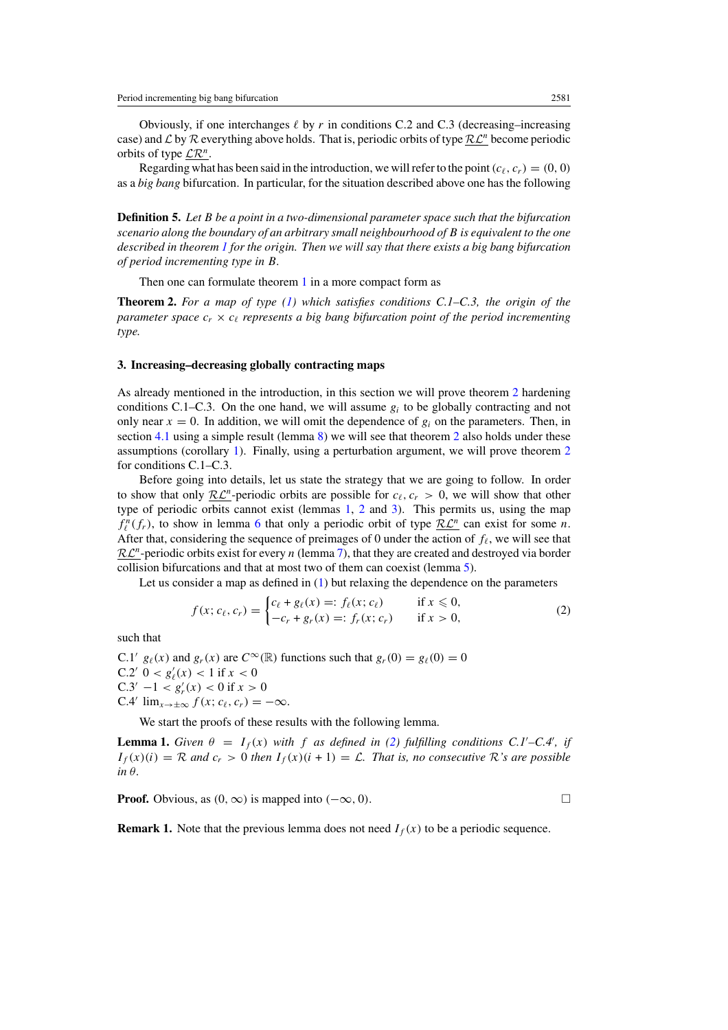Obviously, if one interchanges $\ell$ by $r$ in conditions C.2 and C.3 (decreasing–increasing case) and $\mathcal{L}$ by $\mathcal{R}$ everything above holds. That is, periodic orbits of type $\underline{\mathcal{R}}\mathcal{L}^n$ become periodic orbits of type $\underline{\mathcal{L}}\mathcal{R}^n$.

Regarding what has been said in the introduction, we will refer to the point $(c_\ell, c_r) = (0, 0)$ as a *big bang* bifurcation. In particular, for the situation described above one has the following

**Definition 5.** *Let B be a point in a two-dimensional parameter space such that the bifurcation scenario along the boundary of an arbitrary small neighbourhood of B is equivalent to the one described in theorem 1 for the origin. Then we will say that there exists a big bang bifurcation of period incrementing type in B.*

Then one can formulate theorem 1 in a more compact form as

**Theorem 2.** *For a map of type (1) which satisfies conditions C.1–C.3, the origin of the parameter space $c_r \times c_\ell$ represents a big bang bifurcation point of the period incrementing type.*

### 3. Increasing–decreasing globally contracting maps

As already mentioned in the introduction, in this section we will prove theorem 2 hardening conditions C.1–C.3. On the one hand, we will assume $g_i$ to be globally contracting and not only near $x = 0$. In addition, we will omit the dependence of $g_i$ on the parameters. Then, in section 4.1 using a simple result (lemma 8) we will see that theorem 2 also holds under these assumptions (corollary 1). Finally, using a perturbation argument, we will prove theorem 2 for conditions C.1–C.3.

Before going into details, let us state the strategy that we are going to follow. In order to show that only $\underline{\mathcal{R}}\mathcal{L}^n$-periodic orbits are possible for $c_\ell, c_r > 0$, we will show that other type of periodic orbits cannot exist (lemmas 1, 2 and 3). This permits us, using the map $f_\ell^n(f_r)$, to show in lemma 6 that only a periodic orbit of type $\underline{\mathcal{R}}\mathcal{L}^n$ can exist for some $n$. After that, considering the sequence of preimages of 0 under the action of $f_\ell$, we will see that $\underline{\mathcal{R}}\mathcal{L}^n$-periodic orbits exist for every $n$ (lemma 7), that they are created and destroyed via border collision bifurcations and that at most two of them can coexist (lemma 5).

Let us consider a map as defined in (1) but relaxing the dependence on the parameters

$$f(x; c_\ell, c_r) = \begin{cases} c_\ell + g_\ell(x) =: f_\ell(x; c_\ell) & \text{if } x \leqslant 0, \\ -c_r + g_r(x) =: f_r(x; c_r) & \text{if } x > 0, \end{cases} \tag{2}$$

such that

C.1′ $g_\ell(x)$ and $g_r(x)$ are $C^\infty(\mathbb{R})$ functions such that $g_r(0) = g_\ell(0) = 0$
C.2′ $0 < g_\ell'(x) < 1$ if $x < 0$
C.3′ $-1 < g_r'(x) < 0$ if $x > 0$
C.4′ $\lim_{x\to\pm\infty} f(x; c_\ell, c_r) = -\infty$.

We start the proofs of these results with the following lemma.

**Lemma 1.** *Given $\theta = I_f(x)$ with $f$ as defined in (2) fulfilling conditions C.1′–C.4′, if $I_f(x)(i) = \mathcal{R}$ and $c_r > 0$ then $I_f(x)(i+1) = \mathcal{L}$. That is, no consecutive $\mathcal{R}$'s are possible in $\theta$.*

**Proof.** Obvious, as $(0, \infty)$ is mapped into $(-\infty, 0)$. □

**Remark 1.** Note that the previous lemma does not need $I_f(x)$ to be a periodic sequence.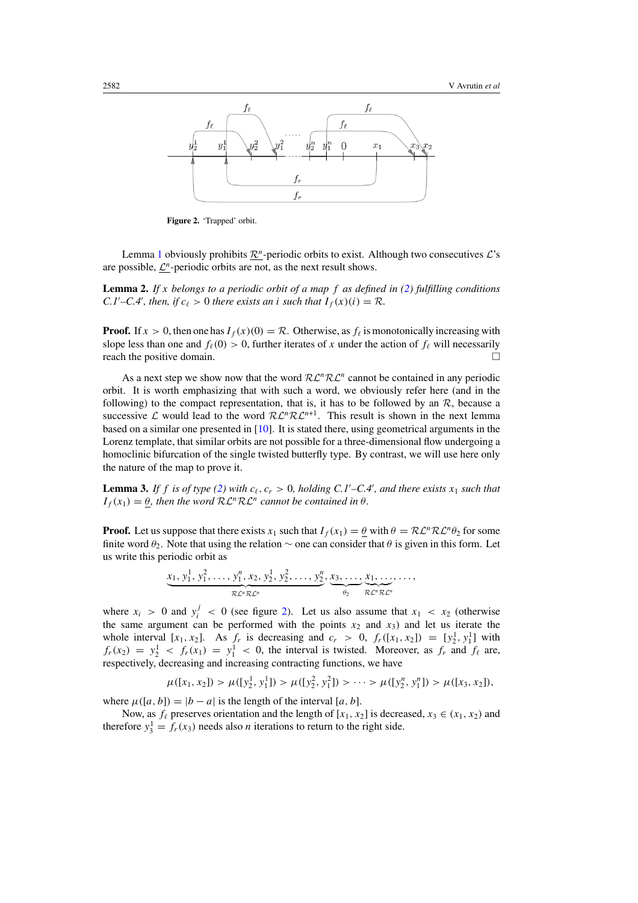**Figure 2.** 'Trapped' orbit.

Lemma 1 obviously prohibits $\underline{\mathcal{R}^n}$-periodic orbits to exist. Although two consecutives $\mathcal{L}$'s are possible, $\underline{\mathcal{L}^n}$-periodic orbits are not, as the next result shows.

**Lemma 2.** *If $x$ belongs to a periodic orbit of a map $f$ as defined in (2) fulfilling conditions C.1′–C.4′, then, if $c_\ell > 0$ there exists an $i$ such that $I_f(x)(i) = \mathcal{R}$.*

**Proof.** If $x > 0$, then one has $I_f(x)(0) = \mathcal{R}$. Otherwise, as $f_\ell$ is monotonically increasing with slope less than one and $f_\ell(0) > 0$, further iterates of $x$ under the action of $f_\ell$ will necessarily reach the positive domain. □

As a next step we show now that the word $\mathcal{R}\mathcal{L}^n\mathcal{R}\mathcal{L}^n$ cannot be contained in any periodic orbit. It is worth emphasizing that with such a word, we obviously refer here (and in the following) to the compact representation, that is, it has to be followed by an $\mathcal{R}$, because a successive $\mathcal{L}$ would lead to the word $\mathcal{R}\mathcal{L}^n\mathcal{R}\mathcal{L}^{n+1}$. This result is shown in the next lemma based on a similar one presented in [10]. It is stated there, using geometrical arguments in the Lorenz template, that similar orbits are not possible for a three-dimensional flow undergoing a homoclinic bifurcation of the single twisted butterfly type. By contrast, we will use here only the nature of the map to prove it.

**Lemma 3.** *If $f$ is of type (2) with $c_\ell, c_r > 0$, holding C.1′–C.4′, and there exists $x_1$ such that $I_f(x_1) = \underline{\theta}$, then the word $\mathcal{R}\mathcal{L}^n\mathcal{R}\mathcal{L}^n$ cannot be contained in $\theta$.*

**Proof.** Let us suppose that there exists $x_1$ such that $I_f(x_1) = \underline{\theta}$ with $\theta = \mathcal{R}\mathcal{L}^n\mathcal{R}\mathcal{L}^n\theta_2$ for some finite word $\theta_2$. Note that using the relation $\sim$ one can consider that $\theta$ is given in this form. Let us write this periodic orbit as

$$\underbrace{x_1, y_1^1, y_1^2, \ldots, y_1^n, x_2, y_2^1, y_2^2, \ldots, y_2^n}_{\mathcal{R}\mathcal{L}^n\mathcal{R}\mathcal{L}^n}, \underbrace{x_3, \ldots,}_{\theta_2} \underbrace{x_1, \ldots,}_{\mathcal{R}\mathcal{L}^n\mathcal{R}\mathcal{L}^n} \ldots,$$

where $x_i > 0$ and $y_i^j < 0$ (see figure 2). Let us also assume that $x_1 < x_2$ (otherwise the same argument can be performed with the points $x_2$ and $x_3$) and let us iterate the whole interval $[x_1, x_2]$. As $f_r$ is decreasing and $c_r > 0$, $f_r([x_1, x_2]) = [y_2^1, y_1^1]$ with $f_r(x_2) = y_2^1 < f_r(x_1) = y_1^1 < 0$, the interval is twisted. Moreover, as $f_r$ and $f_\ell$ are, respectively, decreasing and increasing contracting functions, we have

$$\mu([x_1, x_2]) > \mu([y_2^1, y_1^1]) > \mu([y_2^2, y_1^2]) > \cdots > \mu([y_2^n, y_1^n]) > \mu([x_3, x_2]),$$

where $\mu([a, b]) = |b - a|$ is the length of the interval $[a, b]$.

Now, as $f_\ell$ preserves orientation and the length of $[x_1, x_2]$ is decreased, $x_3 \in (x_1, x_2)$ and therefore $y_3^1 = f_r(x_3)$ needs also $n$ iterations to return to the right side.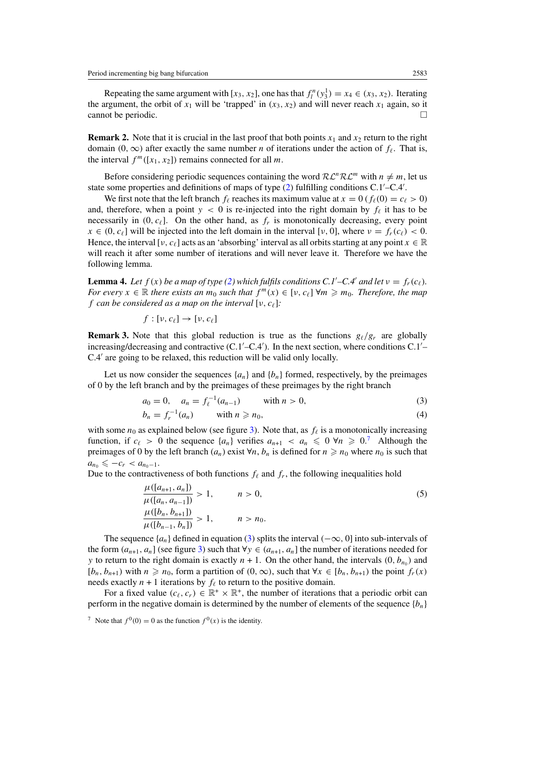Repeating the same argument with $[x_3, x_2]$, one has that $f_l^n(y_3^1) = x_4 \in (x_3, x_2)$. Iterating the argument, the orbit of $x_1$ will be 'trapped' in $(x_3, x_2)$ and will never reach $x_1$ again, so it cannot be periodic. □

**Remark 2.** Note that it is crucial in the last proof that both points $x_1$ and $x_2$ return to the right domain $(0, \infty)$ after exactly the same number $n$ of iterations under the action of $f_\ell$. That is, the interval $f^m([x_1, x_2])$ remains connected for all $m$.

Before considering periodic sequences containing the word $\mathcal{RL}^n\mathcal{RL}^m$ with $n \neq m$, let us state some properties and definitions of maps of type (2) fulfilling conditions C.1′–C.4′.

We first note that the left branch $f_\ell$ reaches its maximum value at $x = 0$ ($f_\ell(0) = c_\ell > 0$) and, therefore, when a point $y < 0$ is re-injected into the right domain by $f_\ell$ it has to be necessarily in $(0, c_\ell]$. On the other hand, as $f_r$ is monotonically decreasing, every point $x \in (0, c_\ell]$ will be injected into the left domain in the interval $[\nu, 0]$, where $\nu = f_r(c_\ell) < 0$. Hence, the interval $[\nu, c_\ell]$ acts as an 'absorbing' interval as all orbits starting at any point $x \in \mathbb{R}$ will reach it after some number of iterations and will never leave it. Therefore we have the following lemma.

**Lemma 4.** *Let $f(x)$ be a map of type (2) which fulfils conditions C.1′–C.4′ and let $\nu = f_r(c_\ell)$. For every $x \in \mathbb{R}$ there exists an $m_0$ such that $f^m(x) \in [\nu, c_\ell]$ $\forall m \geqslant m_0$. Therefore, the map $f$ can be considered as a map on the interval $[\nu, c_\ell]$:*

$$f : [\nu, c_\ell] \to [\nu, c_\ell]$$

**Remark 3.** Note that this global reduction is true as the functions $g_\ell/g_r$ are globally increasing/decreasing and contractive (C.1′–C.4′). In the next section, where conditions C.1′–C.4′ are going to be relaxed, this reduction will be valid only locally.

Let us now consider the sequences $\{a_n\}$ and $\{b_n\}$ formed, respectively, by the preimages of 0 by the left branch and by the preimages of these preimages by the right branch

$$a_0 = 0, \quad a_n = f_\ell^{-1}(a_{n-1}) \qquad \text{with } n > 0, \tag{3}$$

$$b_n = f_r^{-1}(a_n) \qquad \text{with } n \geqslant n_0, \tag{4}$$

with some $n_0$ as explained below (see figure 3). Note that, as $f_\ell$ is a monotonically increasing function, if $c_\ell > 0$ the sequence $\{a_n\}$ verifies $a_{n+1} < a_n \leqslant 0$ $\forall n \geqslant 0$.[7] Although the preimages of 0 by the left branch ($a_n$) exist $\forall n$, $b_n$ is defined for $n \geqslant n_0$ where $n_0$ is such that $a_{n_0} \leqslant -c_r < a_{n_0-1}$.

Due to the contractiveness of both functions $f_\ell$ and $f_r$, the following inequalities hold

$$\frac{\mu([a_{n+1}, a_n])}{\mu([a_n, a_{n-1}])} > 1, \qquad n > 0, \tag{5}$$

$$\frac{\mu([b_n, b_{n+1}])}{\mu([b_{n-1}, b_n])} > 1, \qquad n > n_0.$$

The sequence $\{a_n\}$ defined in equation (3) splits the interval $(-\infty, 0]$ into sub-intervals of the form $(a_{n+1}, a_n]$ (see figure 3) such that $\forall y \in (a_{n+1}, a_n]$ the number of iterations needed for $y$ to return to the right domain is exactly $n + 1$. On the other hand, the intervals $(0, b_{n_0})$ and $[b_n, b_{n+1})$ with $n \geqslant n_0$, form a partition of $(0, \infty)$, such that $\forall x \in [b_n, b_{n+1})$ the point $f_r(x)$ needs exactly $n + 1$ iterations by $f_\ell$ to return to the positive domain.

For a fixed value $(c_\ell, c_r) \in \mathbb{R}^+ \times \mathbb{R}^+$, the number of iterations that a periodic orbit can perform in the negative domain is determined by the number of elements of the sequence $\{b_n\}$

[7] Note that $f^0(0) = 0$ as the function $f^0(x)$ is the identity.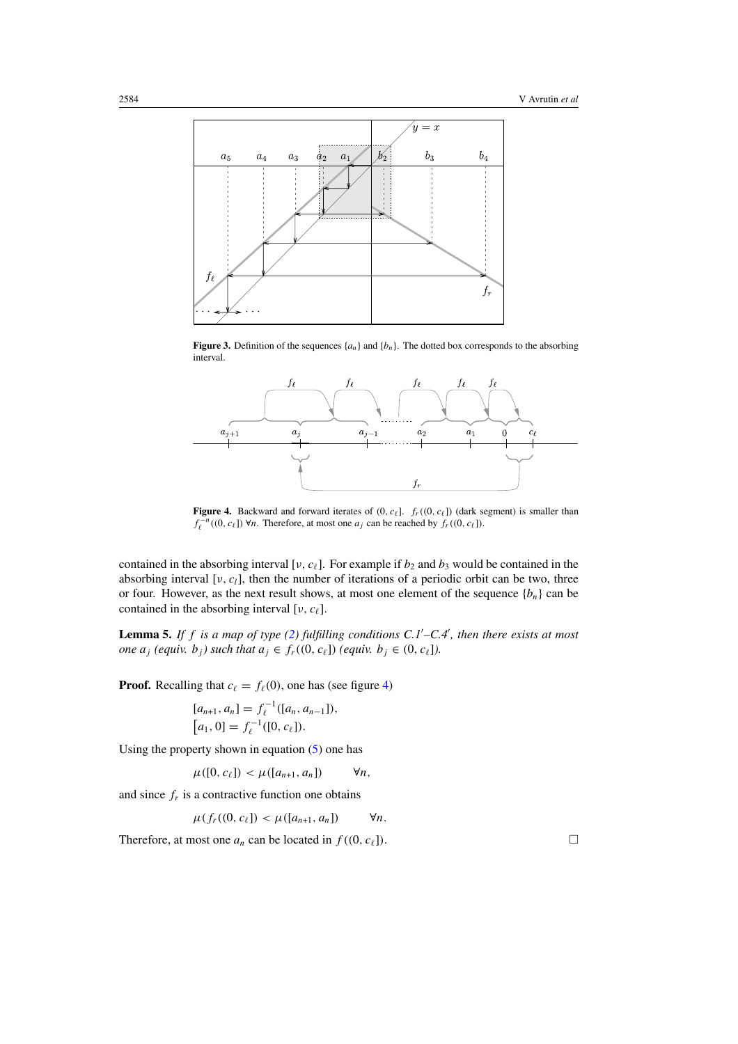**Figure 3.** Definition of the sequences $\{a_n\}$ and $\{b_n\}$. The dotted box corresponds to the absorbing interval.

**Figure 4.** Backward and forward iterates of $(0, c_\ell]$. $f_r((0, c_\ell])$ (dark segment) is smaller than $f_\ell^{-n}((0, c_\ell])\ \forall n$. Therefore, at most one $a_j$ can be reached by $f_r((0, c_\ell])$.

contained in the absorbing interval $[\nu, c_\ell]$. For example if $b_2$ and $b_3$ would be contained in the absorbing interval $[\nu, c_l]$, then the number of iterations of a periodic orbit can be two, three or four. However, as the next result shows, at most one element of the sequence $\{b_n\}$ can be contained in the absorbing interval $[\nu, c_\ell]$.

**Lemma 5.** *If $f$ is a map of type (2) fulfilling conditions C.1′–C.4′, then there exists at most one $a_j$ (equiv. $b_j$) such that $a_j \in f_r((0, c_\ell])$ (equiv. $b_j \in (0, c_\ell]$).*

**Proof.** Recalling that $c_\ell = f_\ell(0)$, one has (see figure 4)

$$[a_{n+1}, a_n] = f_\ell^{-1}([a_n, a_{n-1}]),$$
$$[a_1, 0] = f_\ell^{-1}([0, c_\ell]).$$

Using the property shown in equation (5) one has

$$\mu([0, c_\ell]) < \mu([a_{n+1}, a_n]) \qquad \forall n,$$

and since $f_r$ is a contractive function one obtains

$$\mu(f_r((0, c_\ell]) < \mu([a_{n+1}, a_n]) \qquad \forall n.$$

Therefore, at most one $a_n$ can be located in $f((0, c_\ell])$. □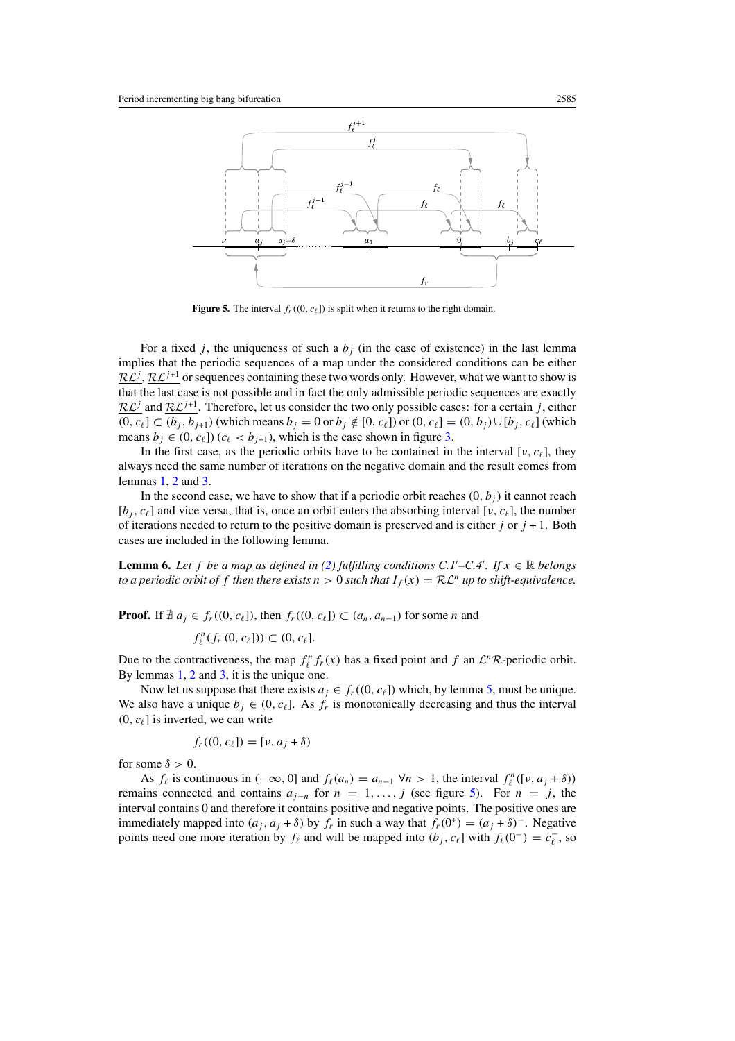**Figure 5.** The interval $f_r((0, c_\ell])$ is split when it returns to the right domain.

For a fixed $j$, the uniqueness of such a $b_j$ (in the case of existence) in the last lemma implies that the periodic sequences of a map under the considered conditions can be either $\underline{\mathcal{R}\mathcal{L}^j}$, $\underline{\mathcal{R}\mathcal{L}^{j+1}}$ or sequences containing these two words only. However, what we want to show is that the last case is not possible and in fact the only admissible periodic sequences are exactly $\underline{\mathcal{R}\mathcal{L}^j}$ and $\underline{\mathcal{R}\mathcal{L}^{j+1}}$. Therefore, let us consider the two only possible cases: for a certain $j$, either $(0, c_\ell] \subset (b_j, b_{j+1})$ (which means $b_j = 0$ or $b_j \notin [0, c_\ell]$) or $(0, c_\ell] = (0, b_j) \cup [b_j, c_\ell]$ (which means $b_j \in (0, c_\ell]$) ($c_\ell < b_{j+1}$), which is the case shown in figure 3.

In the first case, as the periodic orbits have to be contained in the interval $[\nu, c_\ell]$, they always need the same number of iterations on the negative domain and the result comes from lemmas 1, 2 and 3.

In the second case, we have to show that if a periodic orbit reaches $(0, b_j)$ it cannot reach $[b_j, c_\ell]$ and vice versa, that is, once an orbit enters the absorbing interval $[\nu, c_\ell]$, the number of iterations needed to return to the positive domain is preserved and is either $j$ or $j+1$. Both cases are included in the following lemma.

**Lemma 6.** *Let $f$ be a map as defined in (2) fulfilling conditions C.1′–C.4′. If $x \in \mathbb{R}$ belongs to a periodic orbit of $f$ then there exists $n > 0$ such that $I_f(x) = \underline{\mathcal{R}\mathcal{L}^n}$ up to shift-equivalence.*

**Proof.** If $\nexists\, a_j \in f_r((0, c_\ell])$, then $f_r((0, c_\ell]) \subset (a_n, a_{n-1})$ for some $n$ and

$$f_\ell^n(f_r\,(0, c_\ell])) \subset (0, c_\ell].$$

Due to the contractiveness, the map $f_\ell^n f_r(x)$ has a fixed point and $f$ an $\underline{\mathcal{L}^n\mathcal{R}}$-periodic orbit. By lemmas 1, 2 and 3, it is the unique one.

Now let us suppose that there exists $a_j \in f_r((0, c_\ell])$ which, by lemma 5, must be unique. We also have a unique $b_j \in (0, c_\ell]$. As $f_r$ is monotonically decreasing and thus the interval $(0, c_\ell]$ is inverted, we can write

$$f_r((0, c_\ell]) = [\nu, a_j + \delta)$$

for some $\delta > 0$.

As $f_\ell$ is continuous in $(-\infty, 0]$ and $f_\ell(a_n) = a_{n-1}$ $\forall n > 1$, the interval $f_\ell^n([\nu, a_j + \delta))$ remains connected and contains $a_{j-n}$ for $n = 1, \ldots, j$ (see figure 5). For $n = j$, the interval contains 0 and therefore it contains positive and negative points. The positive ones are immediately mapped into $(a_j, a_j + \delta)$ by $f_r$ in such a way that $f_r(0^+) = (a_j + \delta)^-$. Negative points need one more iteration by $f_\ell$ and will be mapped into $(b_j, c_\ell]$ with $f_\ell(0^-) = c_\ell^-$, so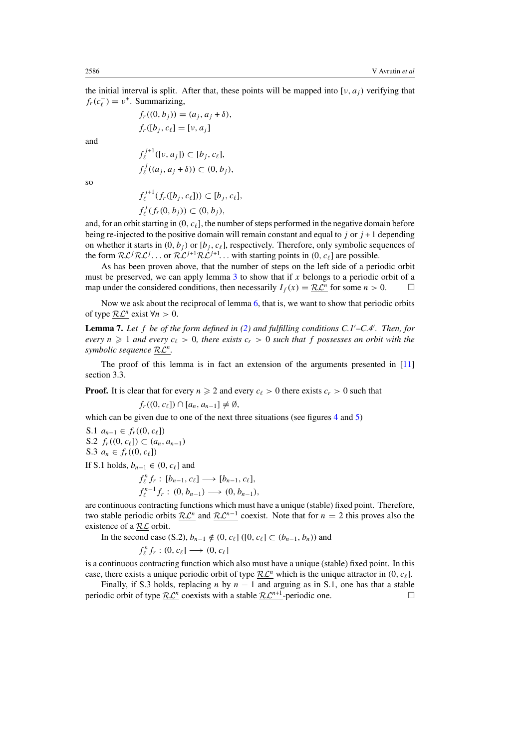the initial interval is split. After that, these points will be mapped into $[v, a_j)$ verifying that $f_r(c_\ell^-) = v^+$. Summarizing,

$$f_r((0, b_j)) = (a_j, a_j + \delta),$$
$$f_r([b_j, c_\ell] = [v, a_j]$$

and

$$f_\ell^{j+1}([v, a_j]) \subset [b_j, c_\ell],$$
$$f_\ell^{j}((a_j, a_j + \delta)) \subset (0, b_j),$$

so

$$f_\ell^{j+1}(f_r([b_j, c_\ell])) \subset [b_j, c_\ell],$$
$$f_\ell^{j}(f_r(0, b_j)) \subset (0, b_j),$$

and, for an orbit starting in $(0, c_\ell]$, the number of steps performed in the negative domain before being re-injected to the positive domain will remain constant and equal to $j$ or $j+1$ depending on whether it starts in $(0, b_j)$ or $[b_j, c_\ell]$, respectively. Therefore, only symbolic sequences of the form $\mathcal{RL}^j\mathcal{RL}^j\ldots$ or $\mathcal{RL}^{j+1}\mathcal{RL}^{j+1}\ldots$ with starting points in $(0, c_\ell]$ are possible.

As has been proven above, that the number of steps on the left side of a periodic orbit must be preserved, we can apply lemma 3 to show that if $x$ belongs to a periodic orbit of a map under the considered conditions, then necessarily $I_f(x) = \underline{\mathcal{RL}^n}$ for some $n > 0$. □

Now we ask about the reciprocal of lemma 6, that is, we want to show that periodic orbits of type $\underline{\mathcal{RL}^n}$ exist $\forall n > 0$.

**Lemma 7.** *Let $f$ be of the form defined in (2) and fulfilling conditions C.1′–C.4′. Then, for every $n \geqslant 1$ and every $c_\ell > 0$, there exists $c_r > 0$ such that $f$ possesses an orbit with the symbolic sequence $\underline{\mathcal{RL}^n}$.*

The proof of this lemma is in fact an extension of the arguments presented in [11] section 3.3.

**Proof.** It is clear that for every $n \geqslant 2$ and every $c_\ell > 0$ there exists $c_r > 0$ such that

$$f_r((0, c_\ell]) \cap [a_n, a_{n-1}] \neq \emptyset,$$

which can be given due to one of the next three situations (see figures 4 and 5)

S.1 $a_{n-1} \in f_r((0, c_\ell])$
S.2 $f_r((0, c_\ell]) \subset (a_n, a_{n-1})$
S.3 $a_n \in f_r((0, c_\ell])$

If S.1 holds, $b_{n-1} \in (0, c_\ell]$ and

$$f_\ell^n f_r : [b_{n-1}, c_\ell] \longrightarrow [b_{n-1}, c_\ell],$$
$$f_\ell^{n-1} f_r : (0, b_{n-1}) \longrightarrow (0, b_{n-1}),$$

are continuous contracting functions which must have a unique (stable) fixed point. Therefore, two stable periodic orbits $\underline{\mathcal{RL}^n}$ and $\underline{\mathcal{RL}^{n-1}}$ coexist. Note that for $n = 2$ this proves also the existence of a $\underline{\mathcal{RL}}$ orbit.

In the second case (S.2), $b_{n-1} \notin (0, c_\ell]$ ($[0, c_\ell] \subset (b_{n-1}, b_n)$) and

$$f_\ell^n f_r : (0, c_\ell] \longrightarrow (0, c_\ell]$$

is a continuous contracting function which also must have a unique (stable) fixed point. In this case, there exists a unique periodic orbit of type $\underline{\mathcal{RL}^n}$ which is the unique attractor in $(0, c_\ell]$.

Finally, if S.3 holds, replacing $n$ by $n-1$ and arguing as in S.1, one has that a stable periodic orbit of type $\underline{\mathcal{RL}^n}$ coexists with a stable $\underline{\mathcal{RL}^{n+1}}$-periodic one. □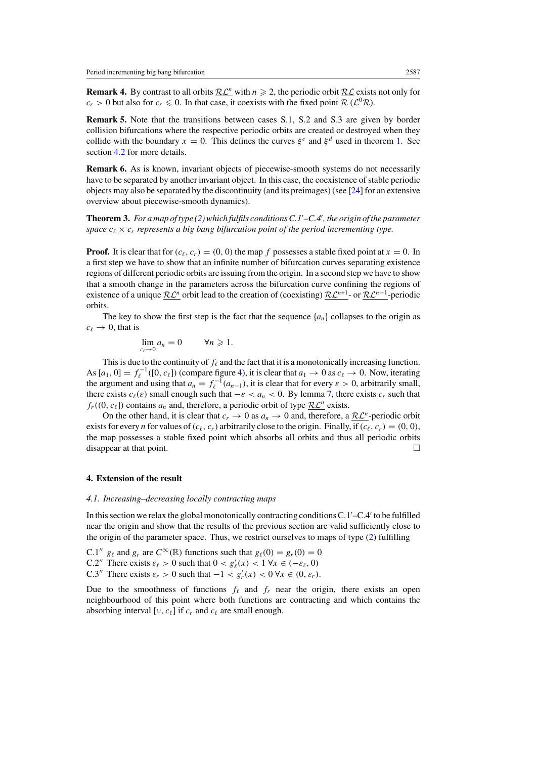**Remark 4.** By contrast to all orbits $\underline{\mathcal{RL}^n}$ with $n \geqslant 2$, the periodic orbit $\underline{\mathcal{RL}}$ exists not only for $c_r > 0$ but also for $c_r \leqslant 0$. In that case, it coexists with the fixed point $\underline{\mathcal{R}}$ ($\underline{\mathcal{L}^0\mathcal{R}}$).

**Remark 5.** Note that the transitions between cases S.1, S.2 and S.3 are given by border collision bifurcations where the respective periodic orbits are created or destroyed when they collide with the boundary $x = 0$. This defines the curves $\xi^c$ and $\xi^d$ used in theorem 1. See section 4.2 for more details.

**Remark 6.** As is known, invariant objects of piecewise-smooth systems do not necessarily have to be separated by another invariant object. In this case, the coexistence of stable periodic objects may also be separated by the discontinuity (and its preimages) (see [24] for an extensive overview about piecewise-smooth dynamics).

**Theorem 3.** *For a map of type (2) which fulfils conditions C.1′–C.4′, the origin of the parameter space $c_\ell \times c_r$ represents a big bang bifurcation point of the period incrementing type.*

**Proof.** It is clear that for $(c_\ell, c_r) = (0, 0)$ the map $f$ possesses a stable fixed point at $x = 0$. In a first step we have to show that an infinite number of bifurcation curves separating existence regions of different periodic orbits are issuing from the origin. In a second step we have to show that a smooth change in the parameters across the bifurcation curve confining the regions of existence of a unique $\underline{\mathcal{RL}^n}$ orbit lead to the creation of (coexisting) $\underline{\mathcal{RL}^{n+1}}$- or $\underline{\mathcal{RL}^{n-1}}$-periodic orbits.

The key to show the first step is the fact that the sequence $\{a_n\}$ collapses to the origin as $c_\ell \to 0$, that is

$$\lim_{c_\ell \to 0} a_n = 0 \qquad \forall n \geqslant 1.$$

This is due to the continuity of $f_\ell$ and the fact that it is a monotonically increasing function. As $[a_1, 0] = f_\ell^{-1}([0, c_\ell])$ (compare figure 4), it is clear that $a_1 \to 0$ as $c_\ell \to 0$. Now, iterating the argument and using that $a_n = f_\ell^{-1}(a_{n-1})$, it is clear that for every $\varepsilon > 0$, arbitrarily small, there exists $c_\ell(\varepsilon)$ small enough such that $-\varepsilon < a_n < 0$. By lemma 7, there exists $c_r$ such that $f_r((0, c_\ell])$ contains $a_n$ and, therefore, a periodic orbit of type $\underline{\mathcal{RL}^n}$ exists.

On the other hand, it is clear that $c_r \to 0$ as $a_n \to 0$ and, therefore, a $\underline{\mathcal{RL}^n}$-periodic orbit exists for every $n$ for values of $(c_\ell, c_r)$ arbitrarily close to the origin. Finally, if $(c_\ell, c_r) = (0, 0)$, the map possesses a stable fixed point which absorbs all orbits and thus all periodic orbits disappear at that point. □

## 4. Extension of the result

### *4.1. Increasing–decreasing locally contracting maps*

In this section we relax the global monotonically contracting conditions C.1′–C.4′ to be fulfilled near the origin and show that the results of the previous section are valid sufficiently close to the origin of the parameter space. Thus, we restrict ourselves to maps of type (2) fulfilling

C.1″ $g_\ell$ and $g_r$ are $C^\infty(\mathbb{R})$ functions such that $g_\ell(0) = g_r(0) = 0$
C.2″ There exists $\varepsilon_\ell > 0$ such that $0 < g_\ell'(x) < 1\ \forall x \in (-\varepsilon_\ell, 0)$
C.3″ There exists $\varepsilon_r > 0$ such that $-1 < g_r'(x) < 0\ \forall x \in (0, \varepsilon_r)$.

Due to the smoothness of functions $f_\ell$ and $f_r$ near the origin, there exists an open neighbourhood of this point where both functions are contracting and which contains the absorbing interval $[\nu, c_\ell]$ if $c_r$ and $c_\ell$ are small enough.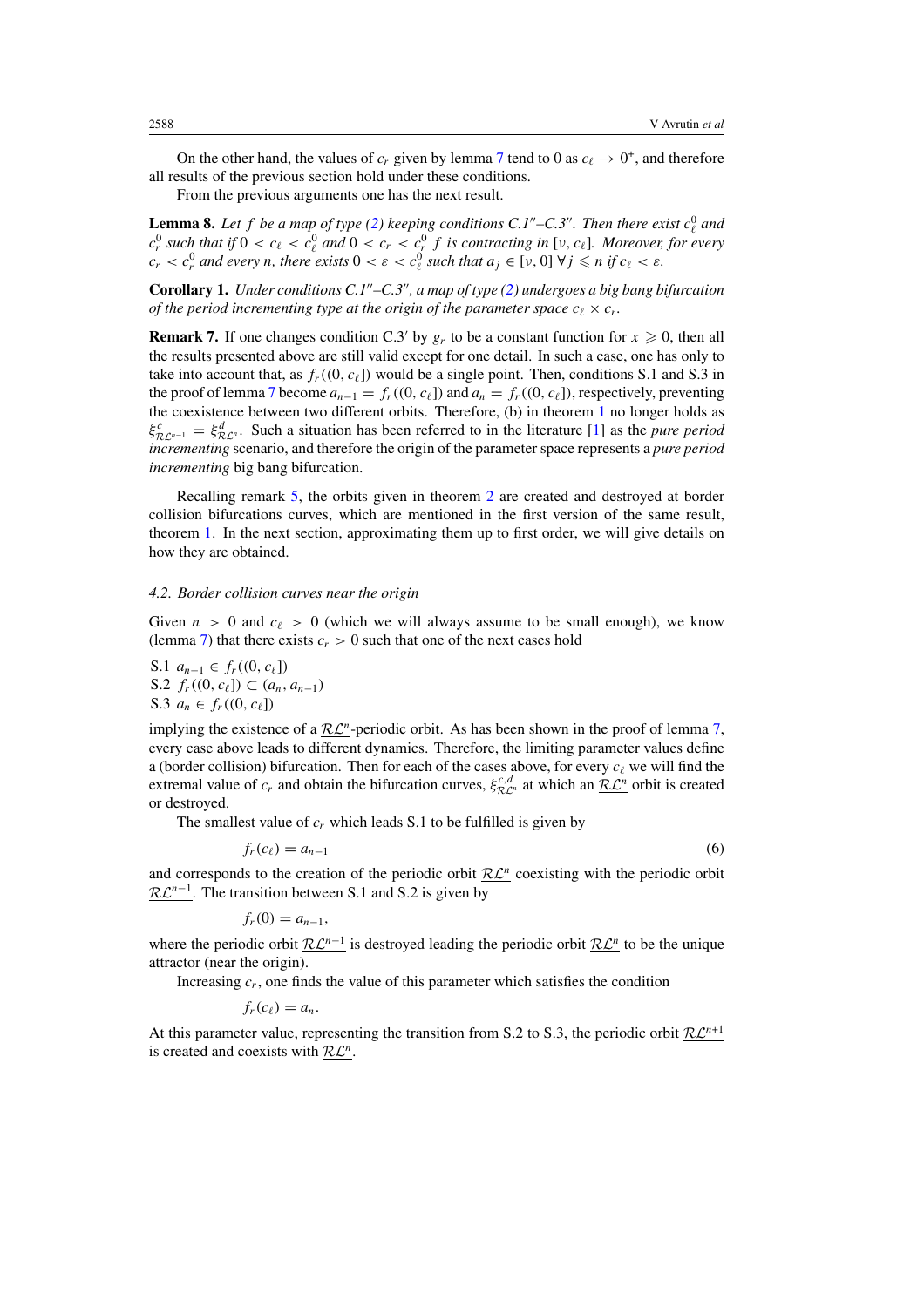On the other hand, the values of $c_r$ given by lemma 7 tend to 0 as $c_\ell \to 0^+$, and therefore all results of the previous section hold under these conditions.

From the previous arguments one has the next result.

**Lemma 8.** *Let $f$ be a map of type (2) keeping conditions C.1″–C.3″. Then there exist $c_\ell^0$ and $c_r^0$ such that if $0 < c_\ell < c_\ell^0$ and $0 < c_r < c_r^0$ $f$ is contracting in $[\nu, c_\ell]$. Moreover, for every $c_r < c_r^0$ and every $n$, there exists $0 < \varepsilon < c_\ell^0$ such that $a_j \in [\nu, 0]$ $\forall j \leqslant n$ if $c_\ell < \varepsilon$.*

**Corollary 1.** *Under conditions C.1″–C.3″, a map of type (2) undergoes a big bang bifurcation of the period incrementing type at the origin of the parameter space $c_\ell \times c_r$.*

**Remark 7.** If one changes condition C.3′ by $g_r$ to be a constant function for $x \geqslant 0$, then all the results presented above are still valid except for one detail. In such a case, one has only to take into account that, as $f_r((0, c_\ell])$ would be a single point. Then, conditions S.1 and S.3 in the proof of lemma 7 become $a_{n-1} = f_r((0, c_\ell])$ and $a_n = f_r((0, c_\ell])$, respectively, preventing the coexistence between two different orbits. Therefore, (b) in theorem 1 no longer holds as $\xi^c_{\underline{\mathcal{RL}^{n-1}}} = \xi^d_{\underline{\mathcal{RL}^n}}$. Such a situation has been referred to in the literature [1] as the *pure period incrementing* scenario, and therefore the origin of the parameter space represents a *pure period incrementing* big bang bifurcation.

Recalling remark 5, the orbits given in theorem 2 are created and destroyed at border collision bifurcations curves, which are mentioned in the first version of the same result, theorem 1. In the next section, approximating them up to first order, we will give details on how they are obtained.

### 4.2. Border collision curves near the origin

Given $n > 0$ and $c_\ell > 0$ (which we will always assume to be small enough), we know (lemma 7) that there exists $c_r > 0$ such that one of the next cases hold

S.1 $a_{n-1} \in f_r((0, c_\ell])$
S.2 $f_r((0, c_\ell]) \subset (a_n, a_{n-1})$
S.3 $a_n \in f_r((0, c_\ell])$

implying the existence of a $\underline{\mathcal{RL}^n}$-periodic orbit. As has been shown in the proof of lemma 7, every case above leads to different dynamics. Therefore, the limiting parameter values define a (border collision) bifurcation. Then for each of the cases above, for every $c_\ell$ we will find the extremal value of $c_r$ and obtain the bifurcation curves, $\xi^{c,d}_{\underline{\mathcal{RL}^n}}$ at which an $\underline{\mathcal{RL}^n}$ orbit is created or destroyed.

The smallest value of $c_r$ which leads S.1 to be fulfilled is given by

$$f_r(c_\ell) = a_{n-1} \tag{6}$$

and corresponds to the creation of the periodic orbit $\underline{\mathcal{RL}^n}$ coexisting with the periodic orbit $\underline{\mathcal{RL}^{n-1}}$. The transition between S.1 and S.2 is given by

$$f_r(0) = a_{n-1},$$

where the periodic orbit $\underline{\mathcal{RL}^{n-1}}$ is destroyed leading the periodic orbit $\underline{\mathcal{RL}^n}$ to be the unique attractor (near the origin).

Increasing $c_r$, one finds the value of this parameter which satisfies the condition

$$f_r(c_\ell) = a_n.$$

At this parameter value, representing the transition from S.2 to S.3, the periodic orbit $\underline{\mathcal{RL}^{n+1}}$ is created and coexists with $\underline{\mathcal{RL}^n}$.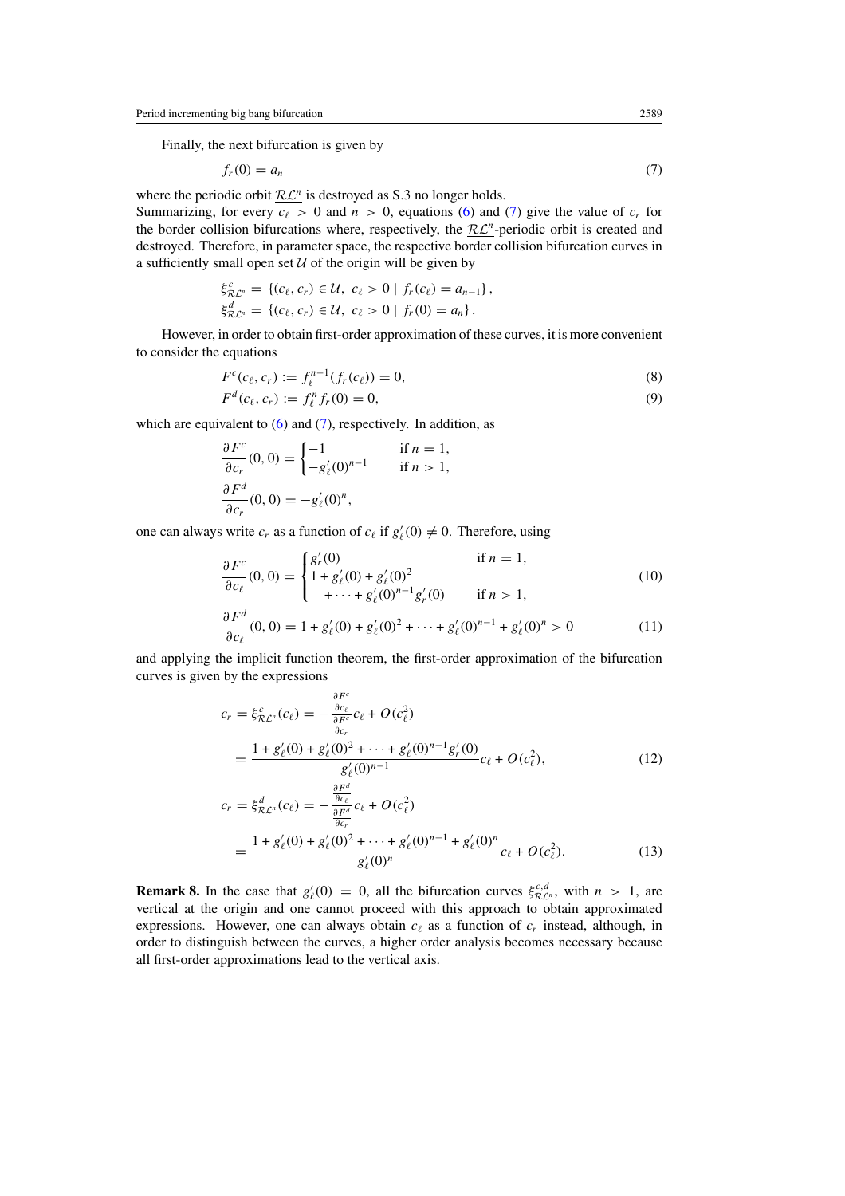Finally, the next bifurcation is given by

$$f_r(0) = a_n \tag{7}$$

where the periodic orbit $\underline{\mathcal{RL}^n}$ is destroyed as S.3 no longer holds.
Summarizing, for every $c_\ell > 0$ and $n > 0$, equations (6) and (7) give the value of $c_r$ for the border collision bifurcations where, respectively, the $\underline{\mathcal{RL}^n}$-periodic orbit is created and destroyed. Therefore, in parameter space, the respective border collision bifurcation curves in a sufficiently small open set $\mathcal{U}$ of the origin will be given by

$$\xi^c_{\mathcal{RL}^n} = \{(c_\ell, c_r) \in \mathcal{U},\ c_\ell > 0 \mid f_r(c_\ell) = a_{n-1}\},$$
$$\xi^d_{\mathcal{RL}^n} = \{(c_\ell, c_r) \in \mathcal{U},\ c_\ell > 0 \mid f_r(0) = a_n\}.$$

However, in order to obtain first-order approximation of these curves, it is more convenient to consider the equations

$$F^c(c_\ell, c_r) := f_\ell^{n-1}(f_r(c_\ell)) = 0, \tag{8}$$

$$F^d(c_\ell, c_r) := f_\ell^n f_r(0) = 0, \tag{9}$$

which are equivalent to (6) and (7), respectively. In addition, as

$$\frac{\partial F^c}{\partial c_r}(0,0) = \begin{cases} -1 & \text{if } n = 1, \\ -g'_\ell(0)^{n-1} & \text{if } n > 1, \end{cases}$$

$$\frac{\partial F^d}{\partial c_r}(0,0) = -g'_\ell(0)^n,$$

one can always write $c_r$ as a function of $c_\ell$ if $g'_\ell(0) \neq 0$. Therefore, using

$$\frac{\partial F^c}{\partial c_\ell}(0,0) = \begin{cases} g'_r(0) & \text{if } n = 1, \\ 1 + g'_\ell(0) + g'_\ell(0)^2 \\ \quad + \cdots + g'_\ell(0)^{n-1} g'_r(0) & \text{if } n > 1, \end{cases} \tag{10}$$

$$\frac{\partial F^d}{\partial c_\ell}(0,0) = 1 + g'_\ell(0) + g'_\ell(0)^2 + \cdots + g'_\ell(0)^{n-1} + g'_\ell(0)^n > 0 \tag{11}$$

and applying the implicit function theorem, the first-order approximation of the bifurcation curves is given by the expressions

$$\begin{aligned} c_r = \xi^c_{\mathcal{RL}^n}(c_\ell) &= -\frac{\frac{\partial F^c}{\partial c_\ell}}{\frac{\partial F^c}{\partial c_r}} c_\ell + O(c_\ell^2) \\ &= \frac{1 + g'_\ell(0) + g'_\ell(0)^2 + \cdots + g'_\ell(0)^{n-1} g'_r(0)}{g'_\ell(0)^{n-1}} c_\ell + O(c_\ell^2), \end{aligned} \tag{12}$$

$$\begin{aligned} c_r = \xi^d_{\mathcal{RL}^n}(c_\ell) &= -\frac{\frac{\partial F^d}{\partial c_\ell}}{\frac{\partial F^d}{\partial c_r}} c_\ell + O(c_\ell^2) \\ &= \frac{1 + g'_\ell(0) + g'_\ell(0)^2 + \cdots + g'_\ell(0)^{n-1} + g'_\ell(0)^n}{g'_\ell(0)^n} c_\ell + O(c_\ell^2). \end{aligned} \tag{13}$$

**Remark 8.** In the case that $g'_\ell(0) = 0$, all the bifurcation curves $\xi^{c,d}_{\mathcal{RL}^n}$, with $n > 1$, are vertical at the origin and one cannot proceed with this approach to obtain approximated expressions. However, one can always obtain $c_\ell$ as a function of $c_r$ instead, although, in order to distinguish between the curves, a higher order analysis becomes necessary because all first-order approximations lead to the vertical axis.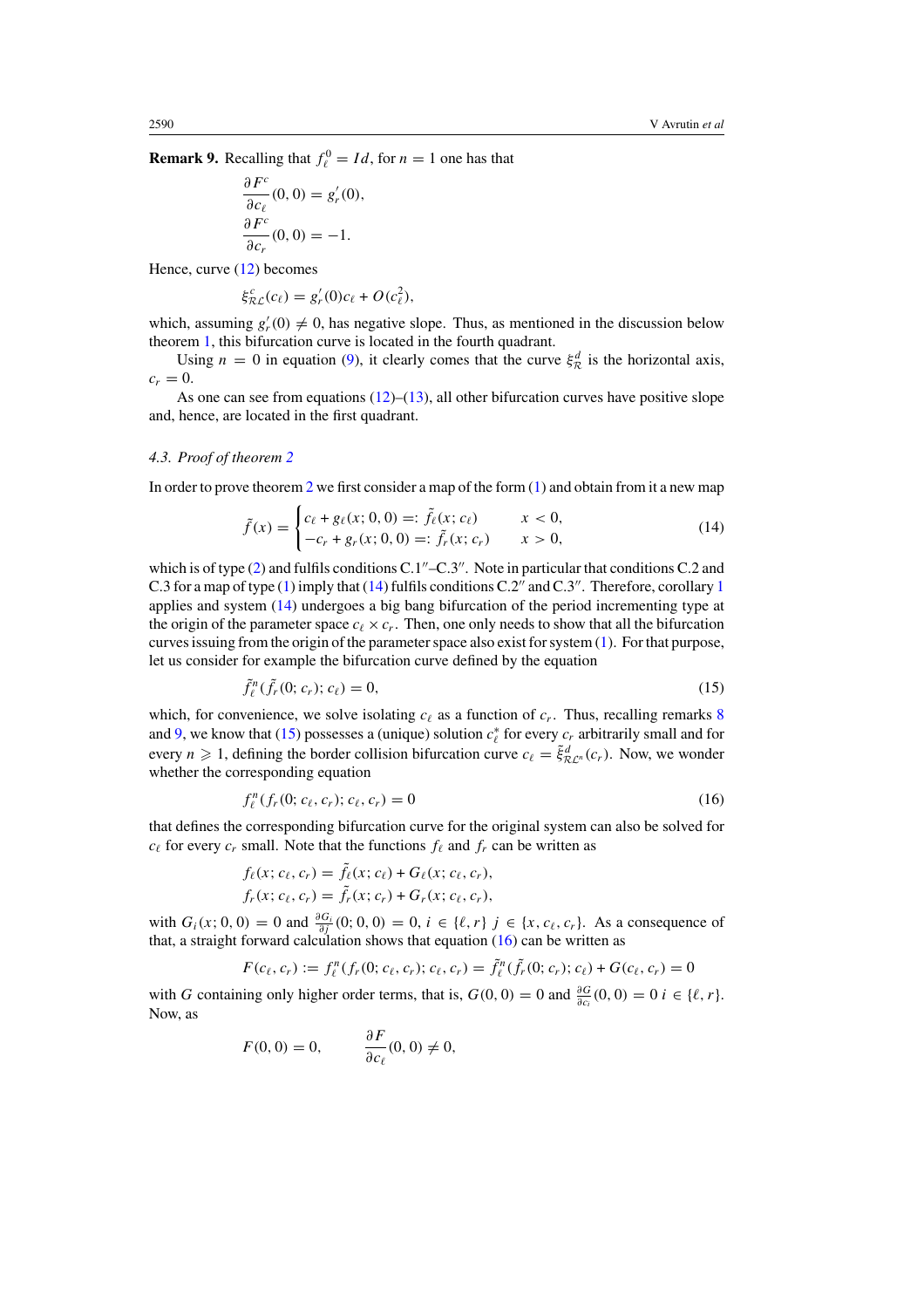**Remark 9.** Recalling that $f_\ell^0 = Id$, for $n = 1$ one has that

$$\frac{\partial F^c}{\partial c_\ell}(0,0) = g_r'(0),$$
$$\frac{\partial F^c}{\partial c_r}(0,0) = -1.$$

Hence, curve (12) becomes

$$\xi^c_{\mathcal{RL}}(c_\ell) = g_r'(0)c_\ell + O(c_\ell^2),$$

which, assuming $g_r'(0) \neq 0$, has negative slope. Thus, as mentioned in the discussion below theorem 1, this bifurcation curve is located in the fourth quadrant.

Using $n = 0$ in equation (9), it clearly comes that the curve $\xi^d_{\mathcal{R}}$ is the horizontal axis, $c_r = 0$.

As one can see from equations (12)–(13), all other bifurcation curves have positive slope and, hence, are located in the first quadrant.

### 4.3. Proof of theorem 2

In order to prove theorem 2 we first consider a map of the form (1) and obtain from it a new map

$$\tilde{f}(x) = \begin{cases} c_\ell + g_\ell(x;0,0) =: \tilde{f}_\ell(x;c_\ell) & x < 0, \\ -c_r + g_r(x;0,0) =: \tilde{f}_r(x;c_r) & x > 0, \end{cases} \tag{14}$$

which is of type (2) and fulfils conditions C.1″–C.3″. Note in particular that conditions C.2 and C.3 for a map of type (1) imply that (14) fulfils conditions C.2″ and C.3″. Therefore, corollary 1 applies and system (14) undergoes a big bang bifurcation of the period incrementing type at the origin of the parameter space $c_\ell \times c_r$. Then, one only needs to show that all the bifurcation curves issuing from the origin of the parameter space also exist for system (1). For that purpose, let us consider for example the bifurcation curve defined by the equation

$$\tilde{f}_\ell^n(\tilde{f}_r(0;c_r);c_\ell) = 0, \tag{15}$$

which, for convenience, we solve isolating $c_\ell$ as a function of $c_r$. Thus, recalling remarks 8 and 9, we know that (15) possesses a (unique) solution $c_\ell^*$ for every $c_r$ arbitrarily small and for every $n \geqslant 1$, defining the border collision bifurcation curve $c_\ell = \tilde{\xi}^d_{\mathcal{RL}^n}(c_r)$. Now, we wonder whether the corresponding equation

$$f_\ell^n(f_r(0;c_\ell,c_r);c_\ell,c_r) = 0 \tag{16}$$

that defines the corresponding bifurcation curve for the original system can also be solved for $c_\ell$ for every $c_r$ small. Note that the functions $f_\ell$ and $f_r$ can be written as

$$f_\ell(x;c_\ell,c_r) = \tilde{f}_\ell(x;c_\ell) + G_\ell(x;c_\ell,c_r),$$
$$f_r(x;c_\ell,c_r) = \tilde{f}_r(x;c_r) + G_r(x;c_\ell,c_r),$$

with $G_i(x;0,0) = 0$ and $\frac{\partial G_i}{\partial j}(0;0,0) = 0$, $i \in \{\ell, r\}$ $j \in \{x, c_\ell, c_r\}$. As a consequence of that, a straight forward calculation shows that equation (16) can be written as

$$F(c_\ell,c_r) := f_\ell^n(f_r(0;c_\ell,c_r);c_\ell,c_r) = \tilde{f}_\ell^n(\tilde{f}_r(0;c_r);c_\ell) + G(c_\ell,c_r) = 0$$

with $G$ containing only higher order terms, that is, $G(0,0) = 0$ and $\frac{\partial G}{\partial c_i}(0,0) = 0$ $i \in \{\ell, r\}$. Now, as

$$F(0,0) = 0, \qquad \frac{\partial F}{\partial c_\ell}(0,0) \neq 0,$$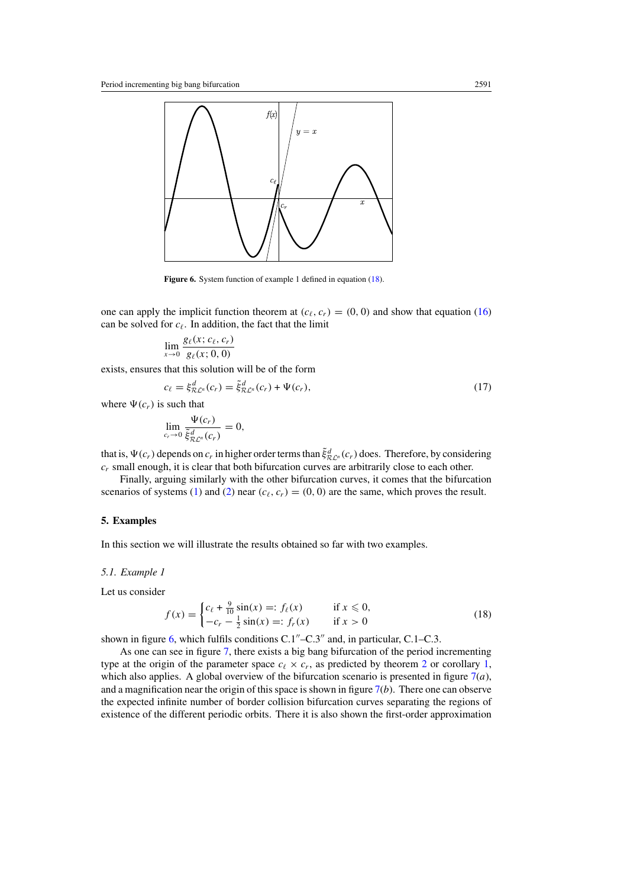Figure 6. System function of example 1 defined in equation (18).

one can apply the implicit function theorem at $(c_\ell, c_r) = (0, 0)$ and show that equation (16) can be solved for $c_\ell$. In addition, the fact that the limit

$$\lim_{x\to 0} \frac{g_\ell(x; c_\ell, c_r)}{g_\ell(x; 0, 0)}$$

exists, ensures that this solution will be of the form

$$c_\ell = \xi^d_{\mathcal{RL}^n}(c_r) = \tilde{\xi}^d_{\mathcal{RL}^n}(c_r) + \Psi(c_r), \tag{17}$$

where $\Psi(c_r)$ is such that

$$\lim_{c_r\to 0} \frac{\Psi(c_r)}{\tilde{\xi}^d_{\mathcal{RL}^n}(c_r)} = 0,$$

that is, $\Psi(c_r)$ depends on $c_r$ in higher order terms than $\tilde{\xi}^d_{\mathcal{RL}^n}(c_r)$ does. Therefore, by considering $c_r$ small enough, it is clear that both bifurcation curves are arbitrarily close to each other.

Finally, arguing similarly with the other bifurcation curves, it comes that the bifurcation scenarios of systems (1) and (2) near $(c_\ell, c_r) = (0, 0)$ are the same, which proves the result.

## 5. Examples

In this section we will illustrate the results obtained so far with two examples.

### 5.1. Example 1

Let us consider

$$f(x) = \begin{cases} c_\ell + \frac{9}{10}\sin(x) =: f_\ell(x) & \text{if } x \leqslant 0, \\ -c_r - \frac{1}{2}\sin(x) =: f_r(x) & \text{if } x > 0 \end{cases} \tag{18}$$

shown in figure 6, which fulfils conditions C.1″–C.3″ and, in particular, C.1–C.3.

As one can see in figure 7, there exists a big bang bifurcation of the period incrementing type at the origin of the parameter space $c_\ell \times c_r$, as predicted by theorem 2 or corollary 1, which also applies. A global overview of the bifurcation scenario is presented in figure 7(*a*), and a magnification near the origin of this space is shown in figure 7(*b*). There one can observe the expected infinite number of border collision bifurcation curves separating the regions of existence of the different periodic orbits. There it is also shown the first-order approximation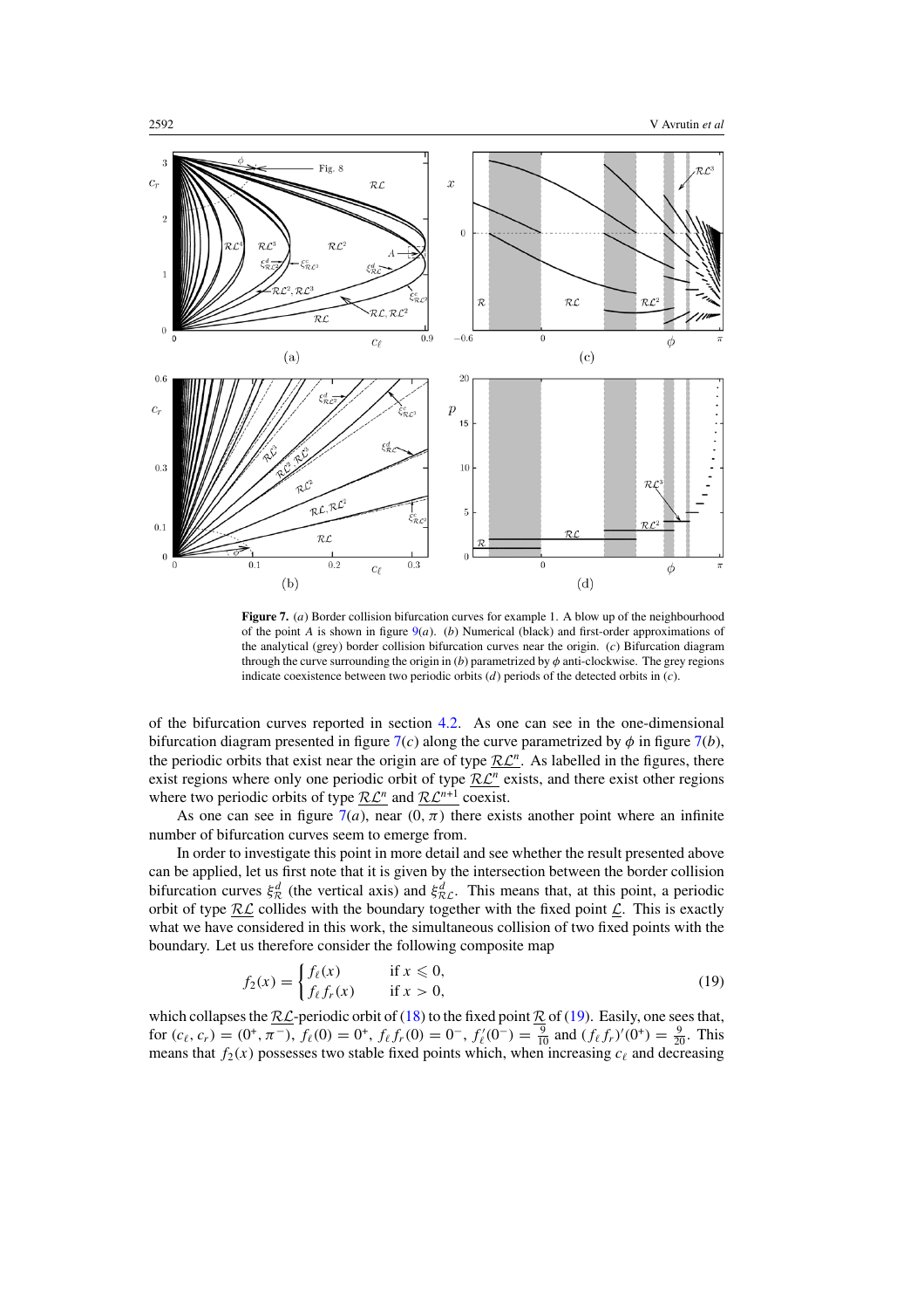**Figure 7.** (*a*) Border collision bifurcation curves for example 1. A blow up of the neighbourhood of the point $A$ is shown in figure 9(*a*). (*b*) Numerical (black) and first-order approximations of the analytical (grey) border collision bifurcation curves near the origin. (*c*) Bifurcation diagram through the curve surrounding the origin in (*b*) parametrized by $\phi$ anti-clockwise. The grey regions indicate coexistence between two periodic orbits (*d*) periods of the detected orbits in (*c*).

of the bifurcation curves reported in section 4.2. As one can see in the one-dimensional bifurcation diagram presented in figure 7(*c*) along the curve parametrized by $\phi$ in figure 7(*b*), the periodic orbits that exist near the origin are of type $\underline{\mathcal{RL}^n}$. As labelled in the figures, there exist regions where only one periodic orbit of type $\underline{\mathcal{RL}^n}$ exists, and there exist other regions where two periodic orbits of type $\underline{\mathcal{RL}^n}$ and $\underline{\mathcal{RL}^{n+1}}$ coexist.

As one can see in figure 7(*a*), near $(0, \pi)$ there exists another point where an infinite number of bifurcation curves seem to emerge from.

In order to investigate this point in more detail and see whether the result presented above can be applied, let us first note that it is given by the intersection between the border collision bifurcation curves $\xi^d_{\mathcal{R}}$ (the vertical axis) and $\xi^d_{\mathcal{RL}}$. This means that, at this point, a periodic orbit of type $\underline{\mathcal{RL}}$ collides with the boundary together with the fixed point $\underline{\mathcal{L}}$. This is exactly what we have considered in this work, the simultaneous collision of two fixed points with the boundary. Let us therefore consider the following composite map

$$f_2(x) = \begin{cases} f_\ell(x) & \text{if } x \leqslant 0, \\ f_\ell f_r(x) & \text{if } x > 0, \end{cases} \tag{19}$$

which collapses the $\underline{\mathcal{RL}}$-periodic orbit of (18) to the fixed point $\underline{\mathcal{R}}$ of (19). Easily, one sees that, for $(c_\ell, c_r) = (0^+, \pi^-)$, $f_\ell(0) = 0^+$, $f_\ell f_r(0) = 0^-$, $f'_\ell(0^-) = \frac{9}{10}$ and $(f_\ell f_r)'(0^+) = \frac{9}{20}$. This means that $f_2(x)$ possesses two stable fixed points which, when increasing $c_\ell$ and decreasing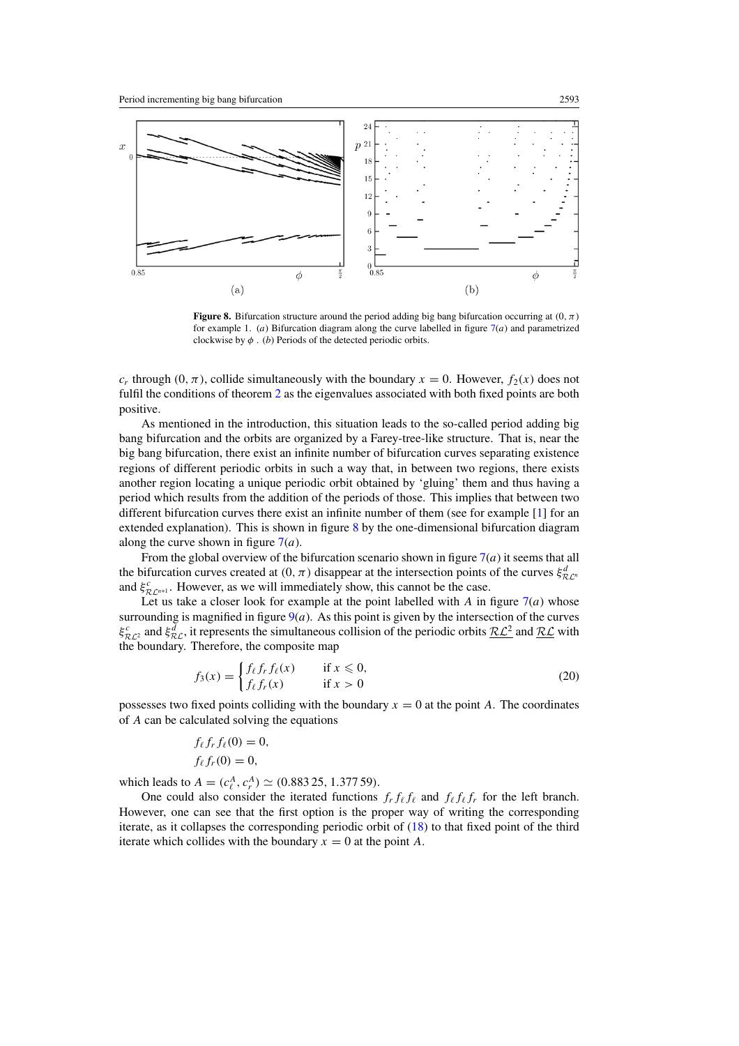**Figure 8.** Bifurcation structure around the period adding big bang bifurcation occurring at $(0, \pi)$ for example 1. (*a*) Bifurcation diagram along the curve labelled in figure 7(*a*) and parametrized clockwise by $\phi$. (*b*) Periods of the detected periodic orbits.

$c_r$ through $(0, \pi)$, collide simultaneously with the boundary $x = 0$. However, $f_2(x)$ does not fulfil the conditions of theorem 2 as the eigenvalues associated with both fixed points are both positive.

As mentioned in the introduction, this situation leads to the so-called period adding big bang bifurcation and the orbits are organized by a Farey-tree-like structure. That is, near the big bang bifurcation, there exist an infinite number of bifurcation curves separating existence regions of different periodic orbits in such a way that, in between two regions, there exists another region locating a unique periodic orbit obtained by 'gluing' them and thus having a period which results from the addition of the periods of those. This implies that between two different bifurcation curves there exist an infinite number of them (see for example [1] for an extended explanation). This is shown in figure 8 by the one-dimensional bifurcation diagram along the curve shown in figure 7(*a*).

From the global overview of the bifurcation scenario shown in figure 7(*a*) it seems that all the bifurcation curves created at $(0, \pi)$ disappear at the intersection points of the curves $\xi^d_{\mathcal{RL}^n}$ and $\xi^c_{\mathcal{RL}^{n+1}}$. However, as we will immediately show, this cannot be the case.

Let us take a closer look for example at the point labelled with $A$ in figure 7(*a*) whose surrounding is magnified in figure 9(*a*). As this point is given by the intersection of the curves $\xi^c_{\mathcal{RL}^2}$ and $\xi^d_{\mathcal{RL}}$, it represents the simultaneous collision of the periodic orbits $\underline{\mathcal{RL}^2}$ and $\underline{\mathcal{RL}}$ with the boundary. Therefore, the composite map

$$f_3(x) = \begin{cases} f_\ell f_r f_\ell(x) & \text{if } x \leqslant 0, \\ f_\ell f_r(x) & \text{if } x > 0 \end{cases} \tag{20}$$

possesses two fixed points colliding with the boundary $x = 0$ at the point $A$. The coordinates of $A$ can be calculated solving the equations

$$f_\ell f_r f_\ell(0) = 0,$$
$$f_\ell f_r(0) = 0,$$

which leads to $A = (c^A_\ell, c^A_r) \simeq (0.883\,25, 1.377\,59)$.

One could also consider the iterated functions $f_r f_\ell f_\ell$ and $f_\ell f_\ell f_r$ for the left branch. However, one can see that the first option is the proper way of writing the corresponding iterate, as it collapses the corresponding periodic orbit of (18) to that fixed point of the third iterate which collides with the boundary $x = 0$ at the point $A$.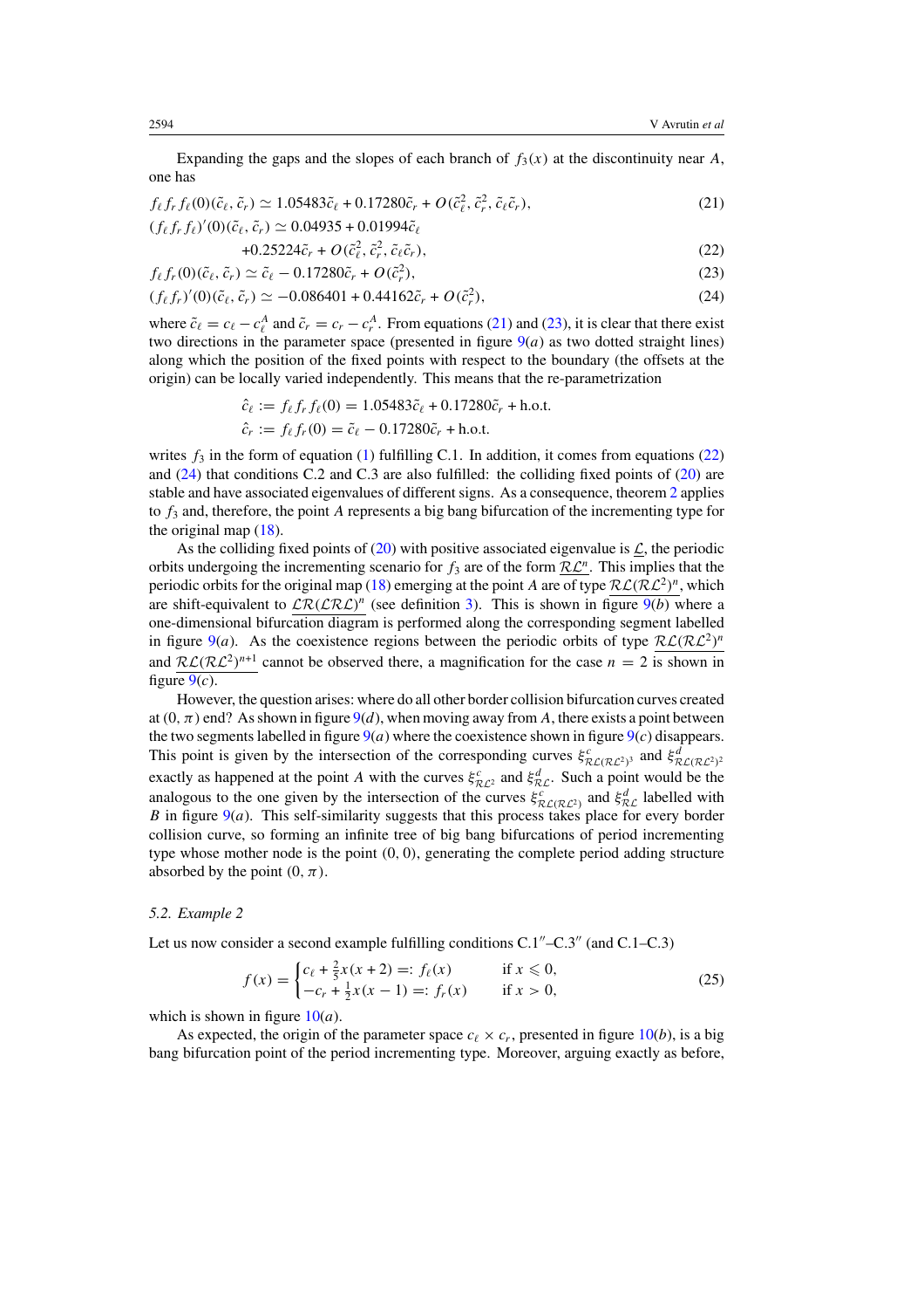Expanding the gaps and the slopes of each branch of $f_3(x)$ at the discontinuity near $A$, one has

$$f_\ell f_r f_\ell(0)(\tilde{c}_\ell, \tilde{c}_r) \simeq 1.05483\tilde{c}_\ell + 0.17280\tilde{c}_r + O(\tilde{c}_\ell^2, \tilde{c}_r^2, \tilde{c}_\ell\tilde{c}_r), \tag{21}$$

$$(f_\ell f_r f_\ell)'(0)(\tilde{c}_\ell, \tilde{c}_r) \simeq 0.04935 + 0.01994\tilde{c}_\ell + 0.25224\tilde{c}_r + O(\tilde{c}_\ell^2, \tilde{c}_r^2, \tilde{c}_\ell\tilde{c}_r), \tag{22}$$

$$f_\ell f_r(0)(\tilde{c}_\ell, \tilde{c}_r) \simeq \tilde{c}_\ell - 0.17280\tilde{c}_r + O(\tilde{c}_r^2), \tag{23}$$

$$(f_\ell f_r)'(0)(\tilde{c}_\ell, \tilde{c}_r) \simeq -0.086401 + 0.44162\tilde{c}_r + O(\tilde{c}_r^2), \tag{24}$$

where $\tilde{c}_\ell = c_\ell - c_\ell^A$ and $\tilde{c}_r = c_r - c_r^A$. From equations (21) and (23), it is clear that there exist two directions in the parameter space (presented in figure 9(*a*) as two dotted straight lines) along which the position of the fixed points with respect to the boundary (the offsets at the origin) can be locally varied independently. This means that the re-parametrization

$$\hat{c}_\ell := f_\ell f_r f_\ell(0) = 1.05483\tilde{c}_\ell + 0.17280\tilde{c}_r + \text{h.o.t.}$$
$$\hat{c}_r := f_\ell f_r(0) = \tilde{c}_\ell - 0.17280\tilde{c}_r + \text{h.o.t.}$$

writes $f_3$ in the form of equation (1) fulfilling C.1. In addition, it comes from equations (22) and (24) that conditions C.2 and C.3 are also fulfilled: the colliding fixed points of (20) are stable and have associated eigenvalues of different signs. As a consequence, theorem 2 applies to $f_3$ and, therefore, the point $A$ represents a big bang bifurcation of the incrementing type for the original map (18).

As the colliding fixed points of (20) with positive associated eigenvalue is $\underline{\mathcal{L}}$, the periodic orbits undergoing the incrementing scenario for $f_3$ are of the form $\underline{\mathcal{R}\mathcal{L}^n}$. This implies that the periodic orbits for the original map (18) emerging at the point $A$ are of type $\underline{\mathcal{R}\mathcal{L}(\mathcal{R}\mathcal{L}^2)^n}$, which are shift-equivalent to $\underline{\mathcal{L}\mathcal{R}(\mathcal{L}\mathcal{R}\mathcal{L})^n}$ (see definition 3). This is shown in figure 9(*b*) where a one-dimensional bifurcation diagram is performed along the corresponding segment labelled in figure 9(*a*). As the coexistence regions between the periodic orbits of type $\underline{\mathcal{R}\mathcal{L}(\mathcal{R}\mathcal{L}^2)^n}$ and $\underline{\mathcal{R}\mathcal{L}(\mathcal{R}\mathcal{L}^2)^{n+1}}$ cannot be observed there, a magnification for the case $n = 2$ is shown in figure 9(*c*).

However, the question arises: where do all other border collision bifurcation curves created at $(0, \pi)$ end? As shown in figure 9(*d*), when moving away from $A$, there exists a point between the two segments labelled in figure 9(*a*) where the coexistence shown in figure 9(*c*) disappears. This point is given by the intersection of the corresponding curves $\xi^c_{\mathcal{R}\mathcal{L}(\mathcal{R}\mathcal{L}^2)^3}$ and $\xi^d_{\mathcal{R}\mathcal{L}(\mathcal{R}\mathcal{L}^2)^2}$ exactly as happened at the point $A$ with the curves $\xi^c_{\mathcal{R}\mathcal{L}^2}$ and $\xi^d_{\mathcal{R}\mathcal{L}}$. Such a point would be the analogous to the one given by the intersection of the curves $\xi^c_{\mathcal{R}\mathcal{L}(\mathcal{R}\mathcal{L}^2)}$ and $\xi^d_{\mathcal{R}\mathcal{L}}$ labelled with $B$ in figure 9(*a*). This self-similarity suggests that this process takes place for every border collision curve, so forming an infinite tree of big bang bifurcations of period incrementing type whose mother node is the point $(0, 0)$, generating the complete period adding structure absorbed by the point $(0, \pi)$.

### 5.2. Example 2

Let us now consider a second example fulfilling conditions C.1″–C.3″ (and C.1–C.3)

$$f(x) = \begin{cases} c_\ell + \frac{2}{5}x(x+2) =: f_\ell(x) & \text{if } x \leqslant 0, \\ -c_r + \frac{1}{2}x(x-1) =: f_r(x) & \text{if } x > 0, \end{cases} \tag{25}$$

which is shown in figure 10(*a*).

As expected, the origin of the parameter space $c_\ell \times c_r$, presented in figure 10(*b*), is a big bang bifurcation point of the period incrementing type. Moreover, arguing exactly as before,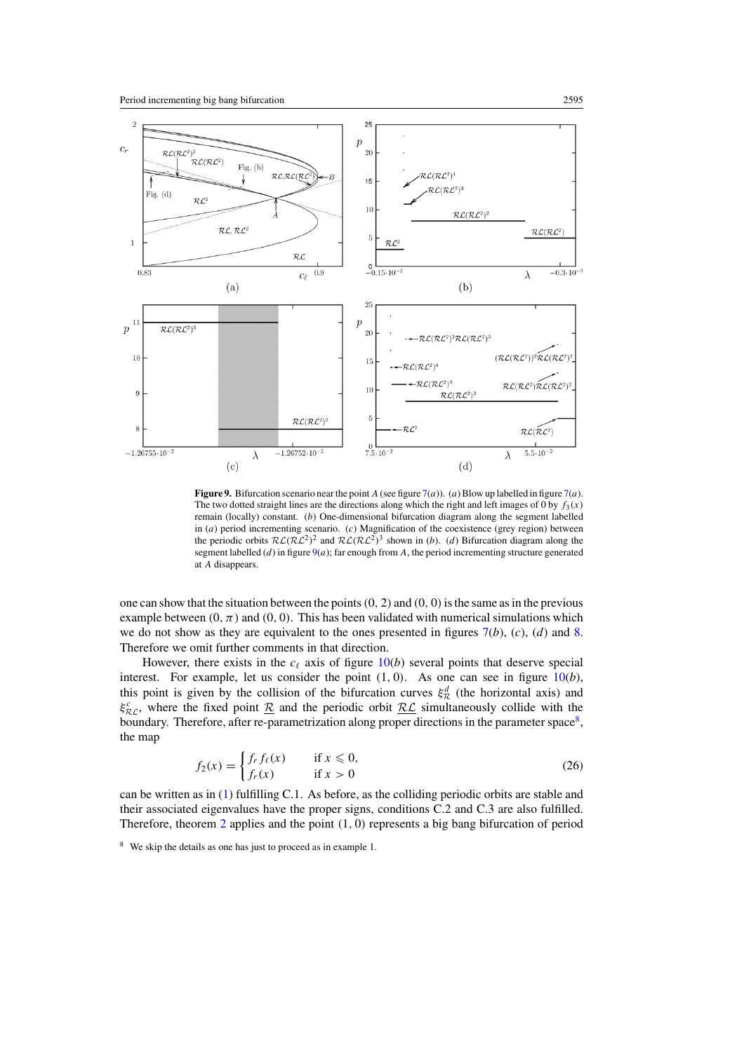**Figure 9.** Bifurcation scenario near the point $A$ (see figure 7($a$)). ($a$) Blow up labelled in figure 7($a$). The two dotted straight lines are the directions along which the right and left images of 0 by $f_3(x)$ remain (locally) constant. ($b$) One-dimensional bifurcation diagram along the segment labelled in ($a$) period incrementing scenario. ($c$) Magnification of the coexistence (grey region) between the periodic orbits $\mathcal{RL}(\mathcal{RL}^2)^2$ and $\mathcal{RL}(\mathcal{RL}^2)^3$ shown in ($b$). ($d$) Bifurcation diagram along the segment labelled ($d$) in figure 9($a$); far enough from $A$, the period incrementing structure generated at $A$ disappears.

one can show that the situation between the points $(0, 2)$ and $(0, 0)$ is the same as in the previous example between $(0, \pi)$ and $(0, 0)$. This has been validated with numerical simulations which we do not show as they are equivalent to the ones presented in figures 7($b$), ($c$), ($d$) and 8. Therefore we omit further comments in that direction.

However, there exists in the $c_\ell$ axis of figure 10($b$) several points that deserve special interest. For example, let us consider the point $(1, 0)$. As one can see in figure 10($b$), this point is given by the collision of the bifurcation curves $\xi^d_{\mathcal{R}}$ (the horizontal axis) and $\xi^c_{\mathcal{RL}}$, where the fixed point $\underline{\mathcal{R}}$ and the periodic orbit $\underline{\mathcal{RL}}$ simultaneously collide with the boundary. Therefore, after re-parametrization along proper directions in the parameter space[8], the map

$$
f_2(x) = \begin{cases} f_r f_\ell(x) & \text{if } x \leqslant 0, \\ f_r(x) & \text{if } x > 0 \end{cases} \tag{26}
$$

can be written as in (1) fulfilling C.1. As before, as the colliding periodic orbits are stable and their associated eigenvalues have the proper signs, conditions C.2 and C.3 are also fulfilled. Therefore, theorem 2 applies and the point $(1, 0)$ represents a big bang bifurcation of period

[8] We skip the details as one has just to proceed as in example 1.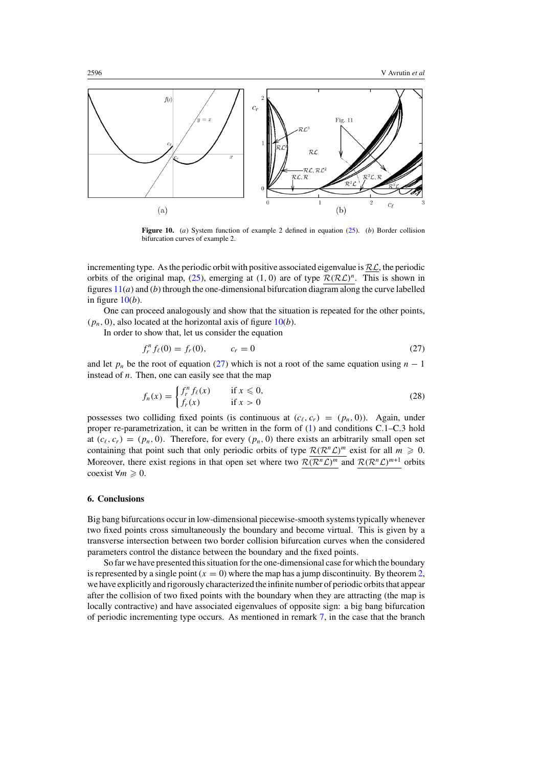**Figure 10.** (*a*) System function of example 2 defined in equation (25). (*b*) Border collision bifurcation curves of example 2.

incrementing type. As the periodic orbit with positive associated eigenvalue is $\mathcal{RL}$, the periodic orbits of the original map, (25), emerging at (1, 0) are of type $\underline{\mathcal{R}(\mathcal{RL})^n}$. This is shown in figures 11(*a*) and (*b*) through the one-dimensional bifurcation diagram along the curve labelled in figure 10(*b*).

One can proceed analogously and show that the situation is repeated for the other points, $(p_n, 0)$, also located at the horizontal axis of figure 10(*b*).

In order to show that, let us consider the equation

$$f_r^n f_\ell(0) = f_r(0), \qquad c_r = 0 \tag{27}$$

and let $p_n$ be the root of equation (27) which is not a root of the same equation using $n-1$ instead of $n$. Then, one can easily see that the map

$$f_n(x) = \begin{cases} f_r^n f_\ell(x) & \text{if } x \leqslant 0, \\ f_r(x) & \text{if } x > 0 \end{cases} \tag{28}$$

possesses two colliding fixed points (is continuous at $(c_\ell, c_r) = (p_n, 0)$). Again, under proper re-parametrization, it can be written in the form of (1) and conditions C.1–C.3 hold at $(c_\ell, c_r) = (p_n, 0)$. Therefore, for every $(p_n, 0)$ there exists an arbitrarily small open set containing that point such that only periodic orbits of type $\underline{\mathcal{R}(\mathcal{R}^n\mathcal{L})^m}$ exist for all $m \geqslant 0$. Moreover, there exist regions in that open set where two $\underline{\mathcal{R}(\mathcal{R}^n\mathcal{L})^m}$ and $\underline{\mathcal{R}(\mathcal{R}^n\mathcal{L})^{m+1}}$ orbits coexist $\forall m \geqslant 0$.

## 6. Conclusions

Big bang bifurcations occur in low-dimensional piecewise-smooth systems typically whenever two fixed points cross simultaneously the boundary and become virtual. This is given by a transverse intersection between two border collision bifurcation curves when the considered parameters control the distance between the boundary and the fixed points.

So far we have presented this situation for the one-dimensional case for which the boundary is represented by a single point ($x = 0$) where the map has a jump discontinuity. By theorem 2, we have explicitly and rigorously characterized the infinite number of periodic orbits that appear after the collision of two fixed points with the boundary when they are attracting (the map is locally contractive) and have associated eigenvalues of opposite sign: a big bang bifurcation of periodic incrementing type occurs. As mentioned in remark 7, in the case that the branch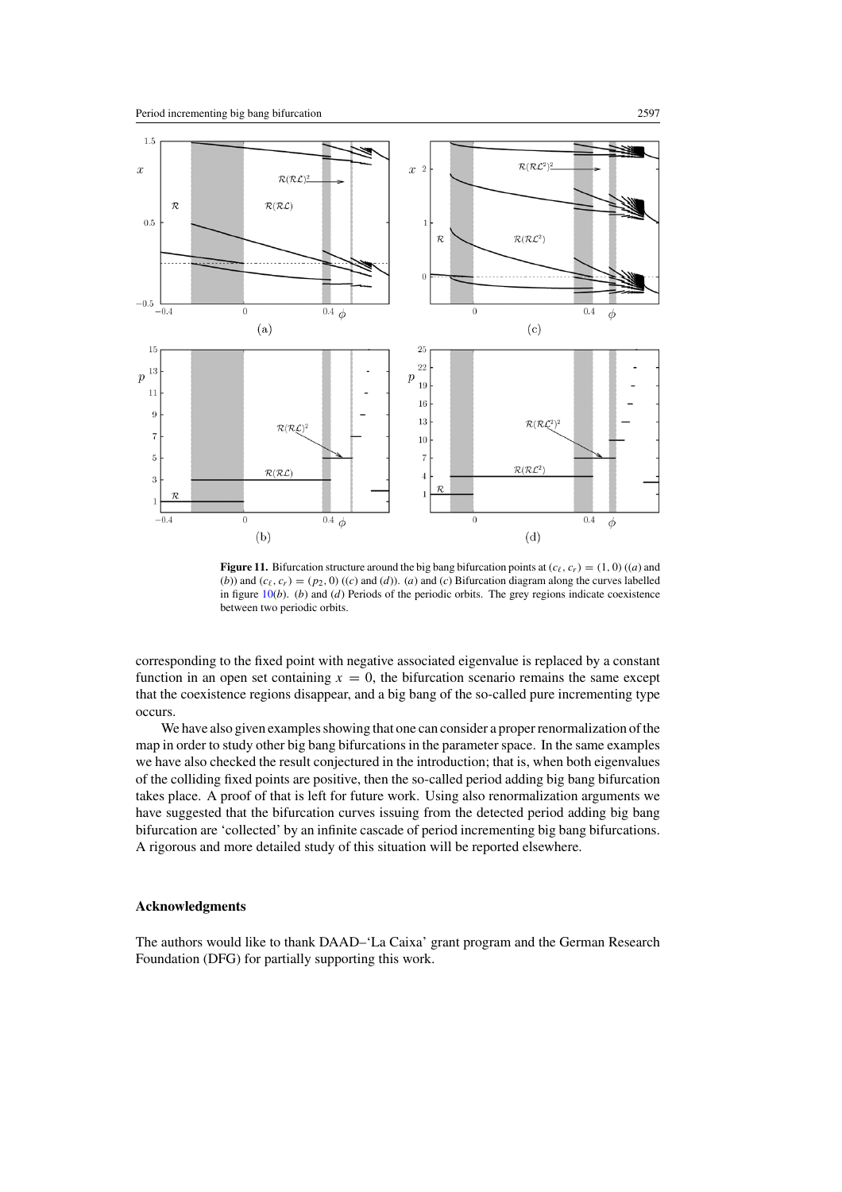**Figure 11.** Bifurcation structure around the big bang bifurcation points at $(c_\ell, c_r) = (1, 0)$ ((*a*) and (*b*)) and $(c_\ell, c_r) = (p_2, 0)$ ((*c*) and (*d*)). (*a*) and (*c*) Bifurcation diagram along the curves labelled in figure 10(*b*). (*b*) and (*d*) Periods of the periodic orbits. The grey regions indicate coexistence between two periodic orbits.

corresponding to the fixed point with negative associated eigenvalue is replaced by a constant function in an open set containing $x = 0$, the bifurcation scenario remains the same except that the coexistence regions disappear, and a big bang of the so-called pure incrementing type occurs.

We have also given examples showing that one can consider a proper renormalization of the map in order to study other big bang bifurcations in the parameter space. In the same examples we have also checked the result conjectured in the introduction; that is, when both eigenvalues of the colliding fixed points are positive, then the so-called period adding big bang bifurcation takes place. A proof of that is left for future work. Using also renormalization arguments we have suggested that the bifurcation curves issuing from the detected period adding big bang bifurcation are 'collected' by an infinite cascade of period incrementing big bang bifurcations. A rigorous and more detailed study of this situation will be reported elsewhere.

## Acknowledgments

The authors would like to thank DAAD–'La Caixa' grant program and the German Research Foundation (DFG) for partially supporting this work.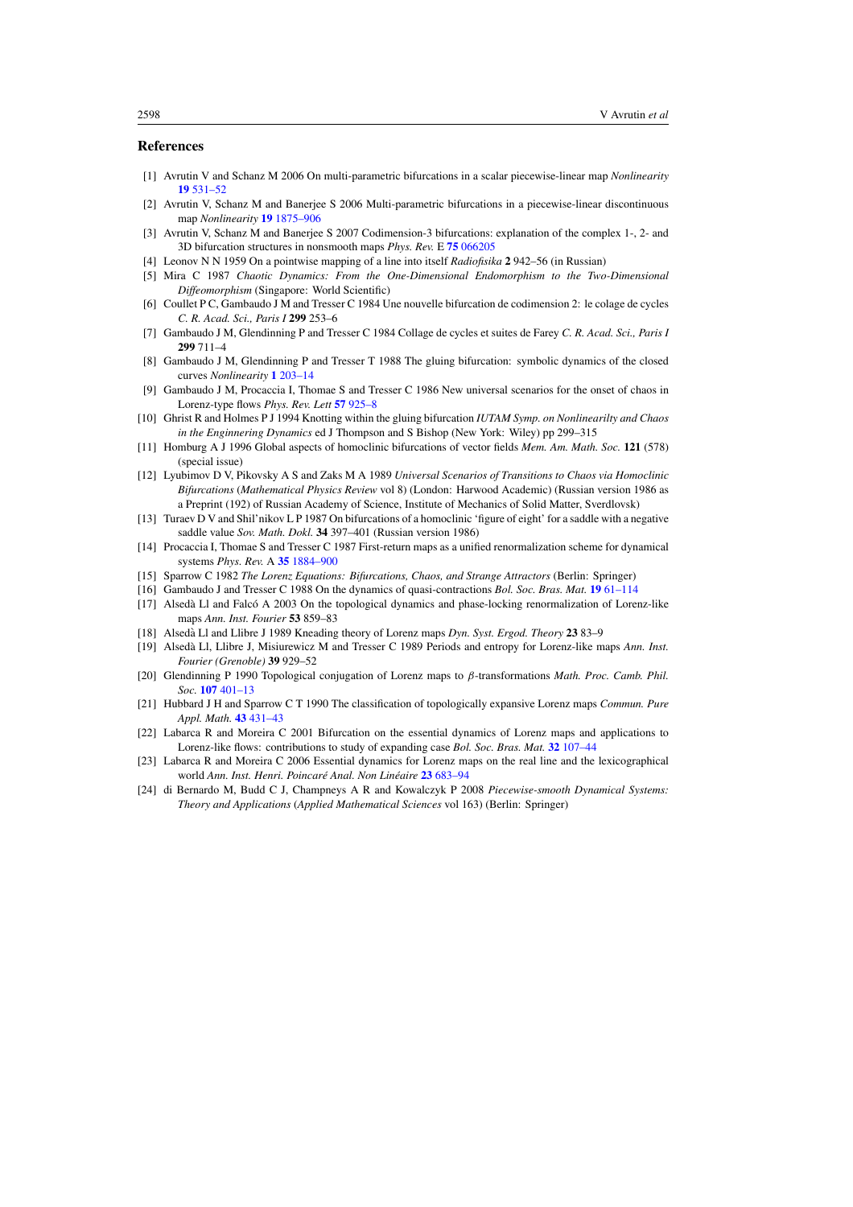## References

[1] Avrutin V and Schanz M 2006 On multi-parametric bifurcations in a scalar piecewise-linear map *Nonlinearity* **19** 531–52

[2] Avrutin V, Schanz M and Banerjee S 2006 Multi-parametric bifurcations in a piecewise-linear discontinuous map *Nonlinearity* **19** 1875–906

[3] Avrutin V, Schanz M and Banerjee S 2007 Codimension-3 bifurcations: explanation of the complex 1-, 2- and 3D bifurcation structures in nonsmooth maps *Phys. Rev.* E **75** 066205

[4] Leonov N N 1959 On a pointwise mapping of a line into itself *Radiofisika* **2** 942–56 (in Russian)

[5] Mira C 1987 *Chaotic Dynamics: From the One-Dimensional Endomorphism to the Two-Dimensional Diffeomorphism* (Singapore: World Scientific)

[6] Coullet P C, Gambaudo J M and Tresser C 1984 Une nouvelle bifurcation de codimension 2: le colage de cycles *C. R. Acad. Sci., Paris I* **299** 253–6

[7] Gambaudo J M, Glendinning P and Tresser C 1984 Collage de cycles et suites de Farey *C. R. Acad. Sci., Paris I* **299** 711–4

[8] Gambaudo J M, Glendinning P and Tresser T 1988 The gluing bifurcation: symbolic dynamics of the closed curves *Nonlinearity* **1** 203–14

[9] Gambaudo J M, Procaccia I, Thomae S and Tresser C 1986 New universal scenarios for the onset of chaos in Lorenz-type flows *Phys. Rev. Lett* **57** 925–8

[10] Ghrist R and Holmes P J 1994 Knotting within the gluing bifurcation *IUTAM Symp. on Nonlinearilty and Chaos in the Enginnering Dynamics* ed J Thompson and S Bishop (New York: Wiley) pp 299–315

[11] Homburg A J 1996 Global aspects of homoclinic bifurcations of vector fields *Mem. Am. Math. Soc.* **121** (578) (special issue)

[12] Lyubimov D V, Pikovsky A S and Zaks M A 1989 *Universal Scenarios of Transitions to Chaos via Homoclinic Bifurcations* (*Mathematical Physics Review* vol 8) (London: Harwood Academic) (Russian version 1986 as a Preprint (192) of Russian Academy of Science, Institute of Mechanics of Solid Matter, Sverdlovsk)

[13] Turaev D V and Shil'nikov L P 1987 On bifurcations of a homoclinic 'figure of eight' for a saddle with a negative saddle value *Sov. Math. Dokl.* **34** 397–401 (Russian version 1986)

[14] Procaccia I, Thomae S and Tresser C 1987 First-return maps as a unified renormalization scheme for dynamical systems *Phys. Rev.* A **35** 1884–900

[15] Sparrow C 1982 *The Lorenz Equations: Bifurcations, Chaos, and Strange Attractors* (Berlin: Springer)

[16] Gambaudo J and Tresser C 1988 On the dynamics of quasi-contractions *Bol. Soc. Bras. Mat.* **19** 61–114

[17] Alsedà Ll and Falcó A 2003 On the topological dynamics and phase-locking renormalization of Lorenz-like maps *Ann. Inst. Fourier* **53** 859–83

[18] Alsedà Ll and Llibre J 1989 Kneading theory of Lorenz maps *Dyn. Syst. Ergod. Theory* **23** 83–9

[19] Alsedà Ll, Llibre J, Misiurewicz M and Tresser C 1989 Periods and entropy for Lorenz-like maps *Ann. Inst. Fourier (Grenoble)* **39** 929–52

[20] Glendinning P 1990 Topological conjugation of Lorenz maps to $\beta$-transformations *Math. Proc. Camb. Phil. Soc.* **107** 401–13

[21] Hubbard J H and Sparrow C T 1990 The classification of topologically expansive Lorenz maps *Commun. Pure Appl. Math.* **43** 431–43

[22] Labarca R and Moreira C 2001 Bifurcation on the essential dynamics of Lorenz maps and applications to Lorenz-like flows: contributions to study of expanding case *Bol. Soc. Bras. Mat.* **32** 107–44

[23] Labarca R and Moreira C 2006 Essential dynamics for Lorenz maps on the real line and the lexicographical world *Ann. Inst. Henri. Poincaré Anal. Non Linéaire* **23** 683–94

[24] di Bernardo M, Budd C J, Champneys A R and Kowalczyk P 2008 *Piecewise-smooth Dynamical Systems: Theory and Applications* (*Applied Mathematical Sciences* vol 163) (Berlin: Springer)